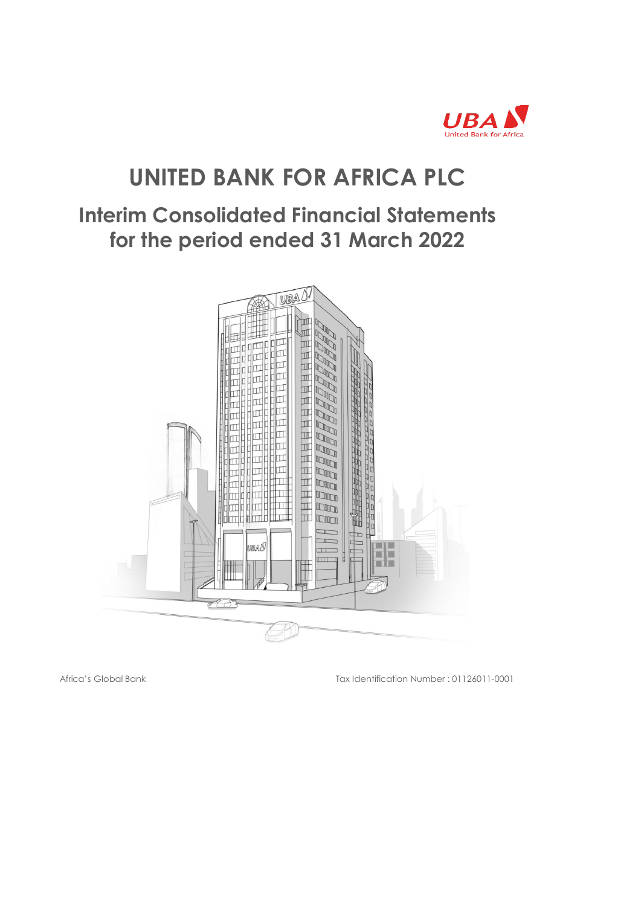UBA United Bank for Africa

# UNITED BANK FOR AFRICA PLC

## Interim Consolidated Financial Statements for the period ended 31 March 2022

Africa's Global Bank

Tax Identification Number : 01126011-0001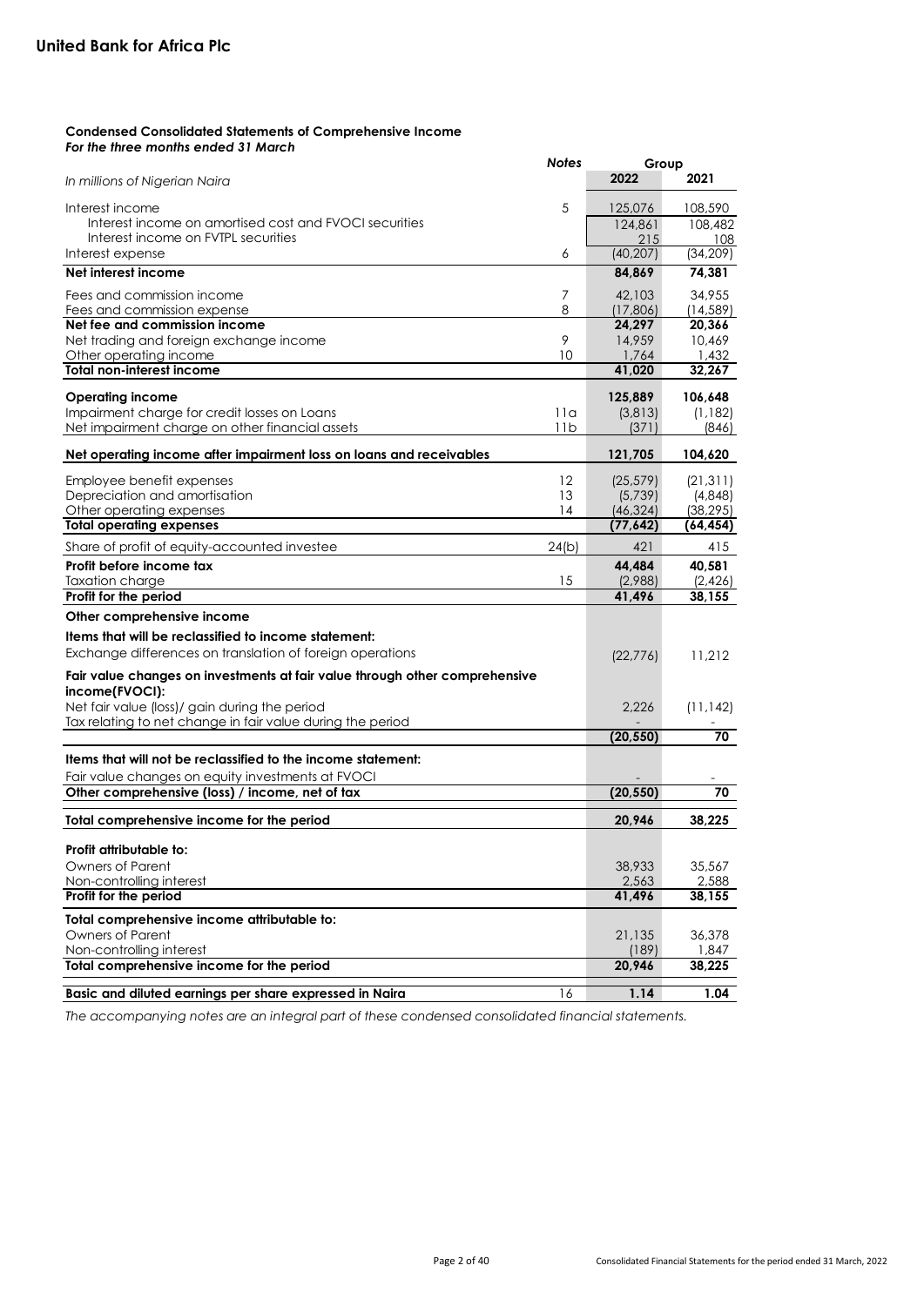## United Bank for Africa Plc

**Condensed Consolidated Statements of Comprehensive Income**
***For the three months ended 31 March***

| *In millions of Nigerian Naira* | ***Notes*** | **Group 2022** | **2021** |
|---|---|---|---|
| Interest income | 5 | 125,076 | 108,590 |
| Interest income on amortised cost and FVOCI securities | | 124,861 | 108,482 |
| Interest income on FVTPL securities | | 215 | 108 |
| Interest expense | 6 | (40,207) | (34,209) |
| **Net interest income** | | **84,869** | **74,381** |
| Fees and commission income | 7 | 42,103 | 34,955 |
| Fees and commission expense | 8 | (17,806) | (14,589) |
| **Net fee and commission income** | | **24,297** | **20,366** |
| Net trading and foreign exchange income | 9 | 14,959 | 10,469 |
| Other operating income | 10 | 1,764 | 1,432 |
| **Total non-interest income** | | **41,020** | **32,267** |
| **Operating income** | | **125,889** | **106,648** |
| Impairment charge for credit losses on Loans | 11a | (3,813) | (1,182) |
| Net impairment charge on other financial assets | 11b | (371) | (846) |
| **Net operating income after impairment loss on loans and receivables** | | **121,705** | **104,620** |
| Employee benefit expenses | 12 | (25,579) | (21,311) |
| Depreciation and amortisation | 13 | (5,739) | (4,848) |
| Other operating expenses | 14 | (46,324) | (38,295) |
| **Total operating expenses** | | **(77,642)** | **(64,454)** |
| Share of profit of equity-accounted investee | 24(b) | 421 | 415 |
| **Profit before income tax** | | **44,484** | **40,581** |
| Taxation charge | 15 | (2,988) | (2,426) |
| **Profit for the period** | | **41,496** | **38,155** |
| **Other comprehensive income** | | | |
| **Items that will be reclassified to income statement:** | | | |
| Exchange differences on translation of foreign operations | | (22,776) | 11,212 |
| **Fair value changes on investments at fair value through other comprehensive income(FVOCI):** | | | |
| Net fair value (loss)/ gain during the period | | 2,226 | (11,142) |
| Tax relating to net change in fair value during the period | | - | - |
| | | **(20,550)** | **70** |
| **Items that will not be reclassified to the income statement:** | | | |
| Fair value changes on equity investments at FVOCI | | - | - |
| **Other comprehensive (loss) / income, net of tax** | | **(20,550)** | **70** |
| **Total comprehensive income for the period** | | **20,946** | **38,225** |
| **Profit attributable to:** | | | |
| Owners of Parent | | 38,933 | 35,567 |
| Non-controlling interest | | 2,563 | 2,588 |
| **Profit for the period** | | **41,496** | **38,155** |
| **Total comprehensive income attributable to:** | | | |
| Owners of Parent | | 21,135 | 36,378 |
| Non-controlling interest | | (189) | 1,847 |
| **Total comprehensive income for the period** | | **20,946** | **38,225** |
| **Basic and diluted earnings per share expressed in Naira** | 16 | **1.14** | **1.04** |

*The accompanying notes are an integral part of these condensed consolidated financial statements.*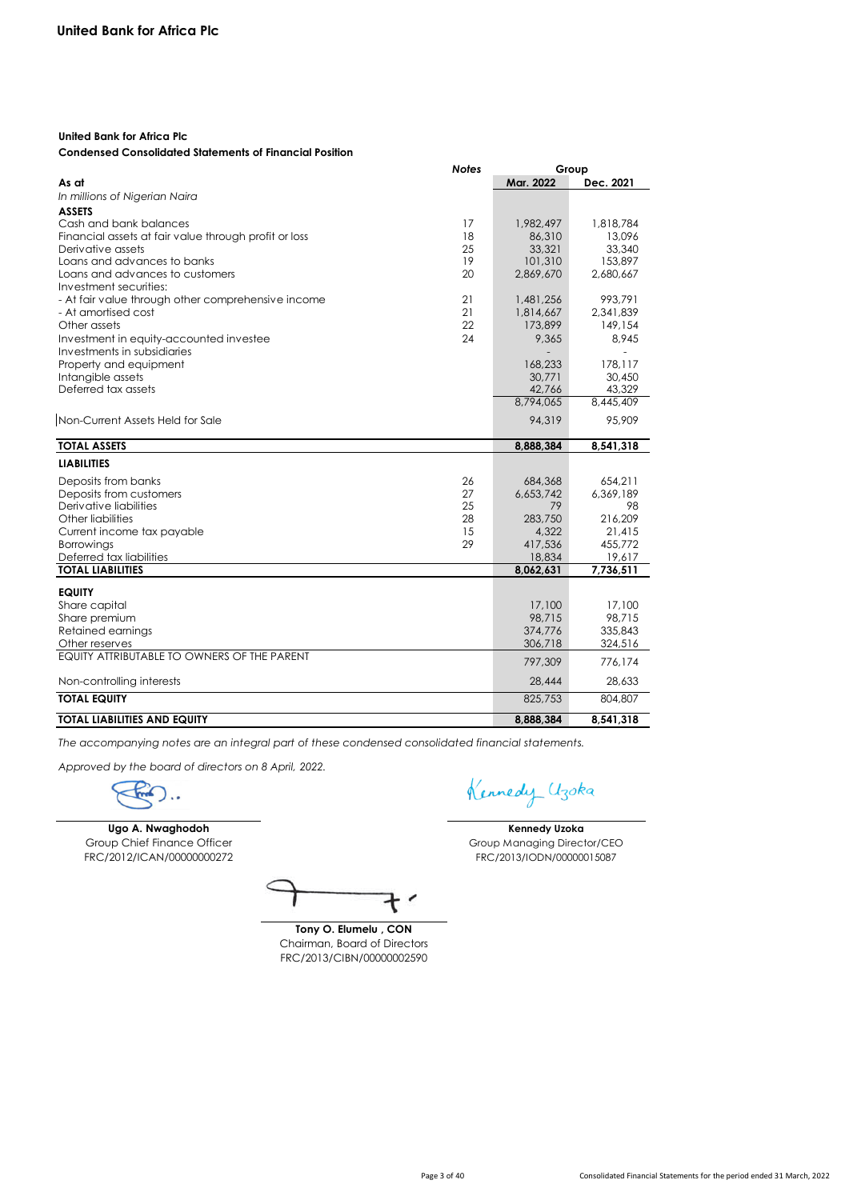**United Bank for Africa Plc**

**United Bank for Africa Plc**

**Condensed Consolidated Statements of Financial Position**

| As at | *Notes* | Group | |
|---|---|---|---|
| | | **Mar. 2022** | **Dec. 2021** |
| *In millions of Nigerian Naira* | | | |
| **ASSETS** | | | |
| Cash and bank balances | 17 | 1,982,497 | 1,818,784 |
| Financial assets at fair value through profit or loss | 18 | 86,310 | 13,096 |
| Derivative assets | 25 | 33,321 | 33,340 |
| Loans and advances to banks | 19 | 101,310 | 153,897 |
| Loans and advances to customers | 20 | 2,869,670 | 2,680,667 |
| Investment securities: | | | |
| - At fair value through other comprehensive income | 21 | 1,481,256 | 993,791 |
| - At amortised cost | 21 | 1,814,667 | 2,341,839 |
| Other assets | 22 | 173,899 | 149,154 |
| Investment in equity-accounted investee | 24 | 9,365 | 8,945 |
| Investments in subsidiaries | | - | - |
| Property and equipment | | 168,233 | 178,117 |
| Intangible assets | | 30,771 | 30,450 |
| Deferred tax assets | | 42,766 | 43,329 |
| | | 8,794,065 | 8,445,409 |
| Non-Current Assets Held for Sale | | 94,319 | 95,909 |
| **TOTAL ASSETS** | | **8,888,384** | **8,541,318** |
| **LIABILITIES** | | | |
| Deposits from banks | 26 | 684,368 | 654,211 |
| Deposits from customers | 27 | 6,653,742 | 6,369,189 |
| Derivative liabilities | 25 | 79 | 98 |
| Other liabilities | 28 | 283,750 | 216,209 |
| Current income tax payable | 15 | 4,322 | 21,415 |
| Borrowings | 29 | 417,536 | 455,772 |
| Deferred tax liabilities | | 18,834 | 19,617 |
| **TOTAL LIABILITIES** | | **8,062,631** | **7,736,511** |
| **EQUITY** | | | |
| Share capital | | 17,100 | 17,100 |
| Share premium | | 98,715 | 98,715 |
| Retained earnings | | 374,776 | 335,843 |
| Other reserves | | 306,718 | 324,516 |
| EQUITY ATTRIBUTABLE TO OWNERS OF THE PARENT | | 797,309 | 776,174 |
| Non-controlling interests | | 28,444 | 28,633 |
| **TOTAL EQUITY** | | 825,753 | 804,807 |
| **TOTAL LIABILITIES AND EQUITY** | | **8,888,384** | **8,541,318** |

*The accompanying notes are an integral part of these condensed consolidated financial statements.*

*Approved by the board of directors on 8 April, 2022.*

**Ugo A. Nwaghodoh**
Group Chief Finance Officer
FRC/2012/ICAN/00000000272

**Kennedy Uzoka**
Group Managing Director/CEO
FRC/2013/IODN/00000015087

**Tony O. Elumelu , CON**
Chairman, Board of Directors
FRC/2013/CIBN/00000002590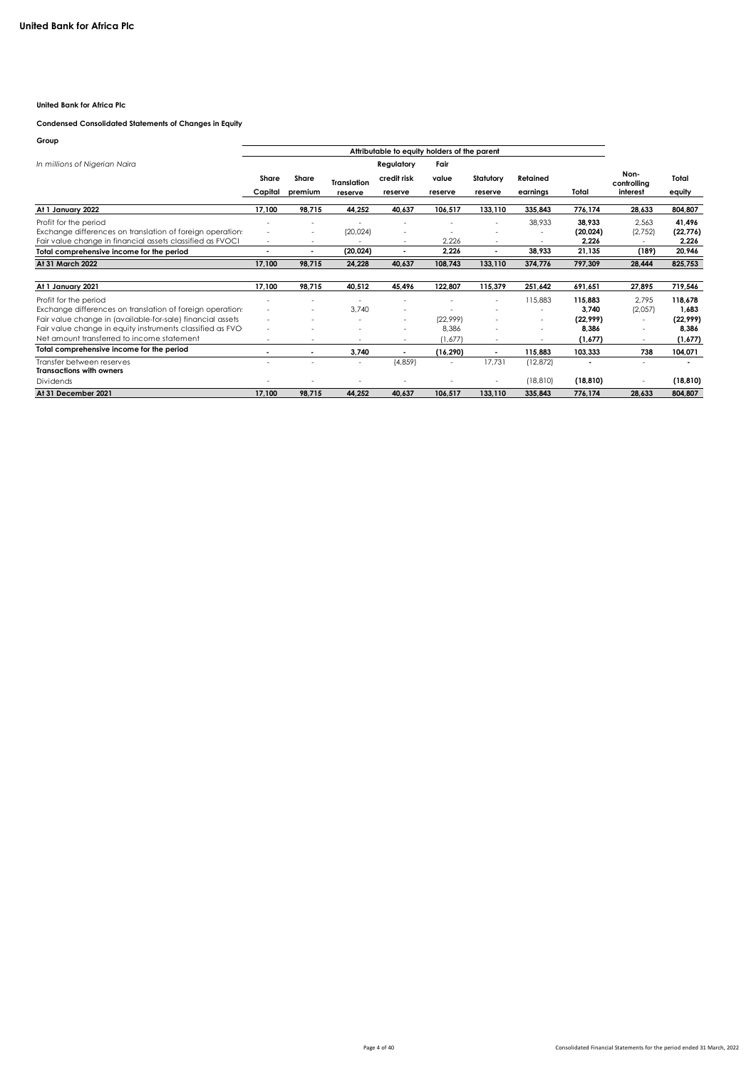**United Bank for Africa Plc**

**Condensed Consolidated Statements of Changes in Equity**

**Group**

| *In millions of Nigerian Naira* | Attributable to equity holders of the parent | | | | | | | | | |
|---|---|---|---|---|---|---|---|---|---|---|
| | Share Capital | Share premium | Translation reserve | Regulatory credit risk reserve | Fair value reserve | Statutory reserve | Retained earnings | Total | Non-controlling interest | Total equity |
| **At 1 January 2022** | **17,100** | **98,715** | **44,252** | **40,637** | **106,517** | **133,110** | **335,843** | **776,174** | **28,633** | **804,807** |
| Profit for the period | - | - | - | - | - | - | 38,933 | **38,933** | 2,563 | **41,496** |
| Exchange differences on translation of foreign operations | - | - | (20,024) | - | - | - | - | **(20,024)** | (2,752) | **(22,776)** |
| Fair value change in financial assets classified as FVOCI | - | - | - | - | 2,226 | - | - | **2,226** | - | **2,226** |
| **Total comprehensive income for the period** | **-** | **-** | **(20,024)** | **-** | **2,226** | **-** | **38,933** | **21,135** | **(189)** | **20,946** |
| **At 31 March 2022** | **17,100** | **98,715** | **24,228** | **40,637** | **108,743** | **133,110** | **374,776** | **797,309** | **28,444** | **825,753** |
| | | | | | | | | | | |
| **At 1 January 2021** | **17,100** | **98,715** | **40,512** | **45,496** | **122,807** | **115,379** | **251,642** | **691,651** | **27,895** | **719,546** |
| Profit for the period | - | - | - | - | - | - | 115,883 | **115,883** | 2,795 | **118,678** |
| Exchange differences on translation of foreign operations | - | - | 3,740 | - | - | - | - | **3,740** | (2,057) | **1,683** |
| Fair value change in (available-for-sale) financial assets | - | - | - | - | (22,999) | - | - | **(22,999)** | - | **(22,999)** |
| Fair value change in equity instruments classified as FVOCI | - | - | - | - | 8,386 | - | - | **8,386** | - | **8,386** |
| Net amount transferred to income statement | - | - | - | - | (1,677) | - | - | **(1,677)** | - | **(1,677)** |
| **Total comprehensive income for the period** | **-** | **-** | **3,740** | **-** | **(16,290)** | **-** | **115,883** | **103,333** | **738** | **104,071** |
| Transfer between reserves | - | - | - | (4,859) | - | 17,731 | (12,872) | **-** | - | **-** |
| **Transactions with owners** | | | | | | | | | | |
| Dividends | - | - | - | - | - | - | (18,810) | **(18,810)** | - | **(18,810)** |
| **At 31 December 2021** | **17,100** | **98,715** | **44,252** | **40,637** | **106,517** | **133,110** | **335,843** | **776,174** | **28,633** | **804,807** |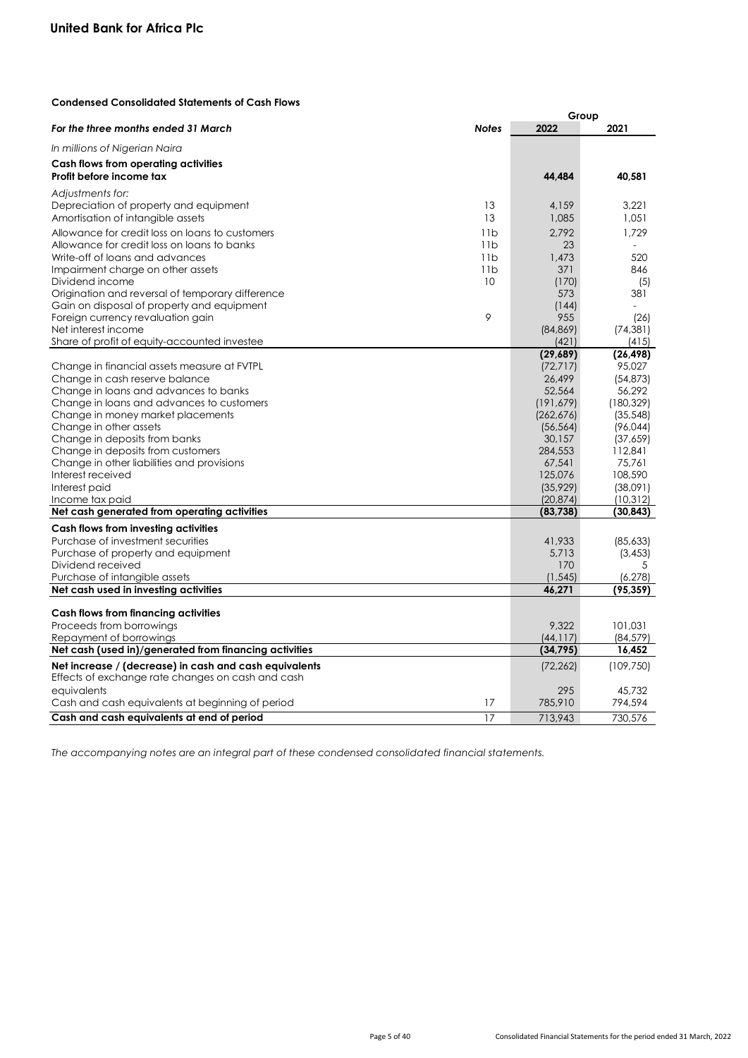# United Bank for Africa Plc

### Condensed Consolidated Statements of Cash Flows

| *For the three months ended 31 March* | *Notes* | Group 2022 | Group 2021 |
|---|---|---|---|
| *In millions of Nigerian Naira* | | | |
| **Cash flows from operating activities** | | | |
| **Profit before income tax** | | **44,484** | **40,581** |
| *Adjustments for:* | | | |
| Depreciation of property and equipment | 13 | 4,159 | 3,221 |
| Amortisation of intangible assets | 13 | 1,085 | 1,051 |
| Allowance for credit loss on loans to customers | 11b | 2,792 | 1,729 |
| Allowance for credit loss on loans to banks | 11b | 23 | - |
| Write-off of loans and advances | 11b | 1,473 | 520 |
| Impairment charge on other assets | 11b | 371 | 846 |
| Dividend income | 10 | (170) | (5) |
| Origination and reversal of temporary difference | | 573 | 381 |
| Gain on disposal of property and equipment | | (144) | - |
| Foreign currency revaluation gain | 9 | 955 | (26) |
| Net interest income | | (84,869) | (74,381) |
| Share of profit of equity-accounted investee | | (421) | (415) |
| | | **(29,689)** | **(26,498)** |
| Change in financial assets measure at FVTPL | | (72,717) | 95,027 |
| Change in cash reserve balance | | 26,499 | (54,873) |
| Change in loans and advances to banks | | 52,564 | 56,292 |
| Change in loans and advances to customers | | (191,679) | (180,329) |
| Change in money market placements | | (262,676) | (35,548) |
| Change in other assets | | (56,564) | (96,044) |
| Change in deposits from banks | | 30,157 | (37,659) |
| Change in deposits from customers | | 284,553 | 112,841 |
| Change in other liabilities and provisions | | 67,541 | 75,761 |
| Interest received | | 125,076 | 108,590 |
| Interest paid | | (35,929) | (38,091) |
| Income tax paid | | (20,874) | (10,312) |
| **Net cash generated from operating activities** | | **(83,738)** | **(30,843)** |
| **Cash flows from investing activities** | | | |
| Purchase of investment securities | | 41,933 | (85,633) |
| Purchase of property and equipment | | 5,713 | (3,453) |
| Dividend received | | 170 | 5 |
| Purchase of intangible assets | | (1,545) | (6,278) |
| **Net cash used in investing activities** | | **46,271** | **(95,359)** |
| **Cash flows from financing activities** | | | |
| Proceeds from borrowings | | 9,322 | 101,031 |
| Repayment of borrowings | | (44,117) | (84,579) |
| **Net cash (used in)/generated from financing activities** | | **(34,795)** | **16,452** |
| **Net increase / (decrease) in cash and cash equivalents** | | (72,262) | (109,750) |
| Effects of exchange rate changes on cash and cash equivalents | | 295 | 45,732 |
| Cash and cash equivalents at beginning of period | 17 | 785,910 | 794,594 |
| **Cash and cash equivalents at end of period** | 17 | 713,943 | 730,576 |

*The accompanying notes are an integral part of these condensed consolidated financial statements.*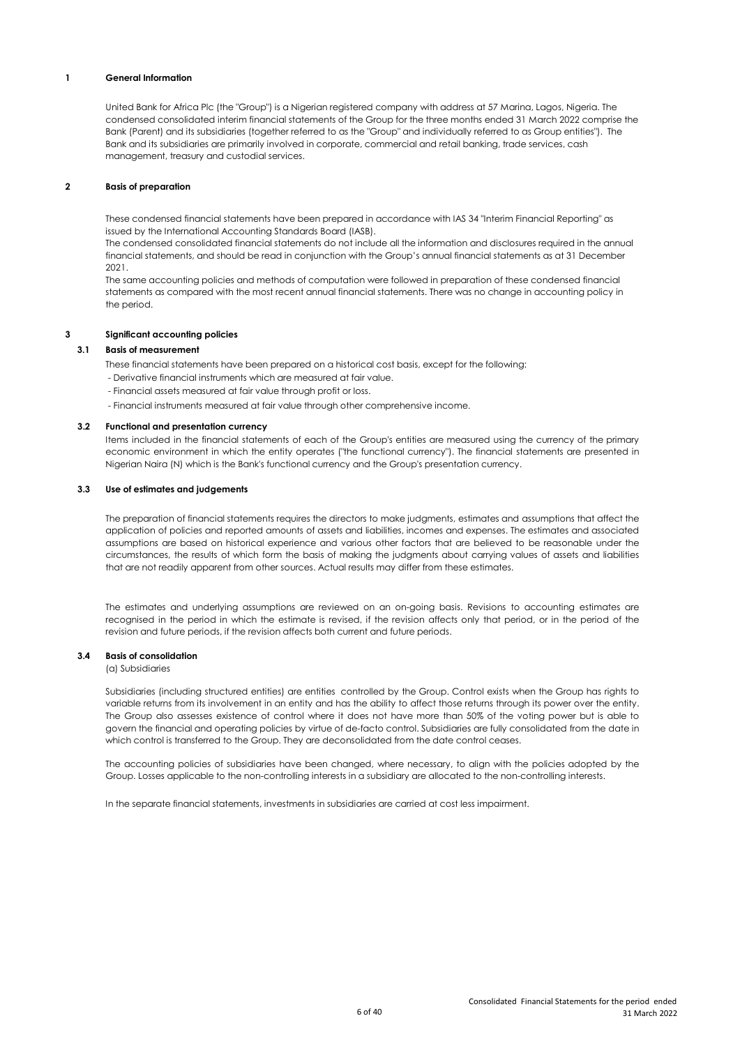## 1 General Information

United Bank for Africa Plc (the "Group") is a Nigerian registered company with address at 57 Marina, Lagos, Nigeria. The condensed consolidated interim financial statements of the Group for the three months ended 31 March 2022 comprise the Bank (Parent) and its subsidiaries (together referred to as the "Group" and individually referred to as Group entities"). The Bank and its subsidiaries are primarily involved in corporate, commercial and retail banking, trade services, cash management, treasury and custodial services.

## 2 Basis of preparation

These condensed financial statements have been prepared in accordance with IAS 34 "Interim Financial Reporting" as issued by the International Accounting Standards Board (IASB).

The condensed consolidated financial statements do not include all the information and disclosures required in the annual financial statements, and should be read in conjunction with the Group's annual financial statements as at 31 December 2021.

The same accounting policies and methods of computation were followed in preparation of these condensed financial statements as compared with the most recent annual financial statements. There was no change in accounting policy in the period.

## 3 Significant accounting policies

### 3.1 Basis of measurement

These financial statements have been prepared on a historical cost basis, except for the following:

- Derivative financial instruments which are measured at fair value.
- Financial assets measured at fair value through profit or loss.
- Financial instruments measured at fair value through other comprehensive income.

### 3.2 Functional and presentation currency

Items included in the financial statements of each of the Group's entities are measured using the currency of the primary economic environment in which the entity operates ("the functional currency"). The financial statements are presented in Nigerian Naira (N) which is the Bank's functional currency and the Group's presentation currency.

### 3.3 Use of estimates and judgements

The preparation of financial statements requires the directors to make judgments, estimates and assumptions that affect the application of policies and reported amounts of assets and liabilities, incomes and expenses. The estimates and associated assumptions are based on historical experience and various other factors that are believed to be reasonable under the circumstances, the results of which form the basis of making the judgments about carrying values of assets and liabilities that are not readily apparent from other sources. Actual results may differ from these estimates.

The estimates and underlying assumptions are reviewed on an on-going basis. Revisions to accounting estimates are recognised in the period in which the estimate is revised, if the revision affects only that period, or in the period of the revision and future periods, if the revision affects both current and future periods.

### 3.4 Basis of consolidation

(a) Subsidiaries

Subsidiaries (including structured entities) are entities controlled by the Group. Control exists when the Group has rights to variable returns from its involvement in an entity and has the ability to affect those returns through its power over the entity. The Group also assesses existence of control where it does not have more than 50% of the voting power but is able to govern the financial and operating policies by virtue of de-facto control. Subsidiaries are fully consolidated from the date in which control is transferred to the Group. They are deconsolidated from the date control ceases.

The accounting policies of subsidiaries have been changed, where necessary, to align with the policies adopted by the Group. Losses applicable to the non-controlling interests in a subsidiary are allocated to the non-controlling interests.

In the separate financial statements, investments in subsidiaries are carried at cost less impairment.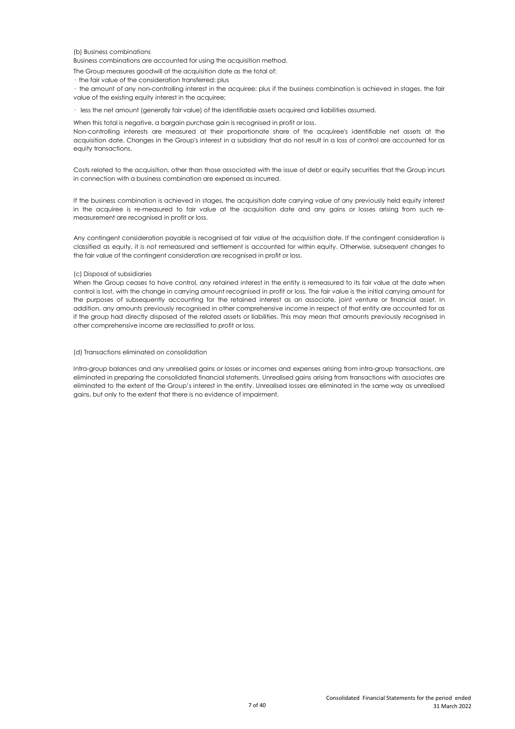(b) Business combinations

Business combinations are accounted for using the acquisition method.

The Group measures goodwill at the acquisition date as the total of:

· the fair value of the consideration transferred; plus

· the amount of any non-controlling interest in the acquiree; plus if the business combination is achieved in stages, the fair value of the existing equity interest in the acquiree;

· less the net amount (generally fair value) of the identifiable assets acquired and liabilities assumed.

When this total is negative, a bargain purchase gain is recognised in profit or loss.

Non-controlling interests are measured at their proportionate share of the acquiree's identifiable net assets at the acquisition date. Changes in the Group's interest in a subsidiary that do not result in a loss of control are accounted for as equity transactions.

Costs related to the acquisition, other than those associated with the issue of debt or equity securities that the Group incurs in connection with a business combination are expensed as incurred.

If the business combination is achieved in stages, the acquisition date carrying value of any previously held equity interest in the acquiree is re-measured to fair value at the acquisition date and any gains or losses arising from such re-measurement are recognised in profit or loss.

Any contingent consideration payable is recognised at fair value at the acquisition date. If the contingent consideration is classified as equity, it is not remeasured and settlement is accounted for within equity. Otherwise, subsequent changes to the fair value of the contingent consideration are recognised in profit or loss.

(c) Disposal of subsidiaries

When the Group ceases to have control, any retained interest in the entity is remeasured to its fair value at the date when control is lost, with the change in carrying amount recognised in profit or loss. The fair value is the initial carrying amount for the purposes of subsequently accounting for the retained interest as an associate, joint venture or financial asset. In addition, any amounts previously recognised in other comprehensive income in respect of that entity are accounted for as if the group had directly disposed of the related assets or liabilities. This may mean that amounts previously recognised in other comprehensive income are reclassified to profit or loss.

(d) Transactions eliminated on consolidation

Intra-group balances and any unrealised gains or losses or incomes and expenses arising from intra-group transactions, are eliminated in preparing the consolidated financial statements. Unrealised gains arising from transactions with associates are eliminated to the extent of the Group's interest in the entity. Unrealised losses are eliminated in the same way as unrealised gains, but only to the extent that there is no evidence of impairment.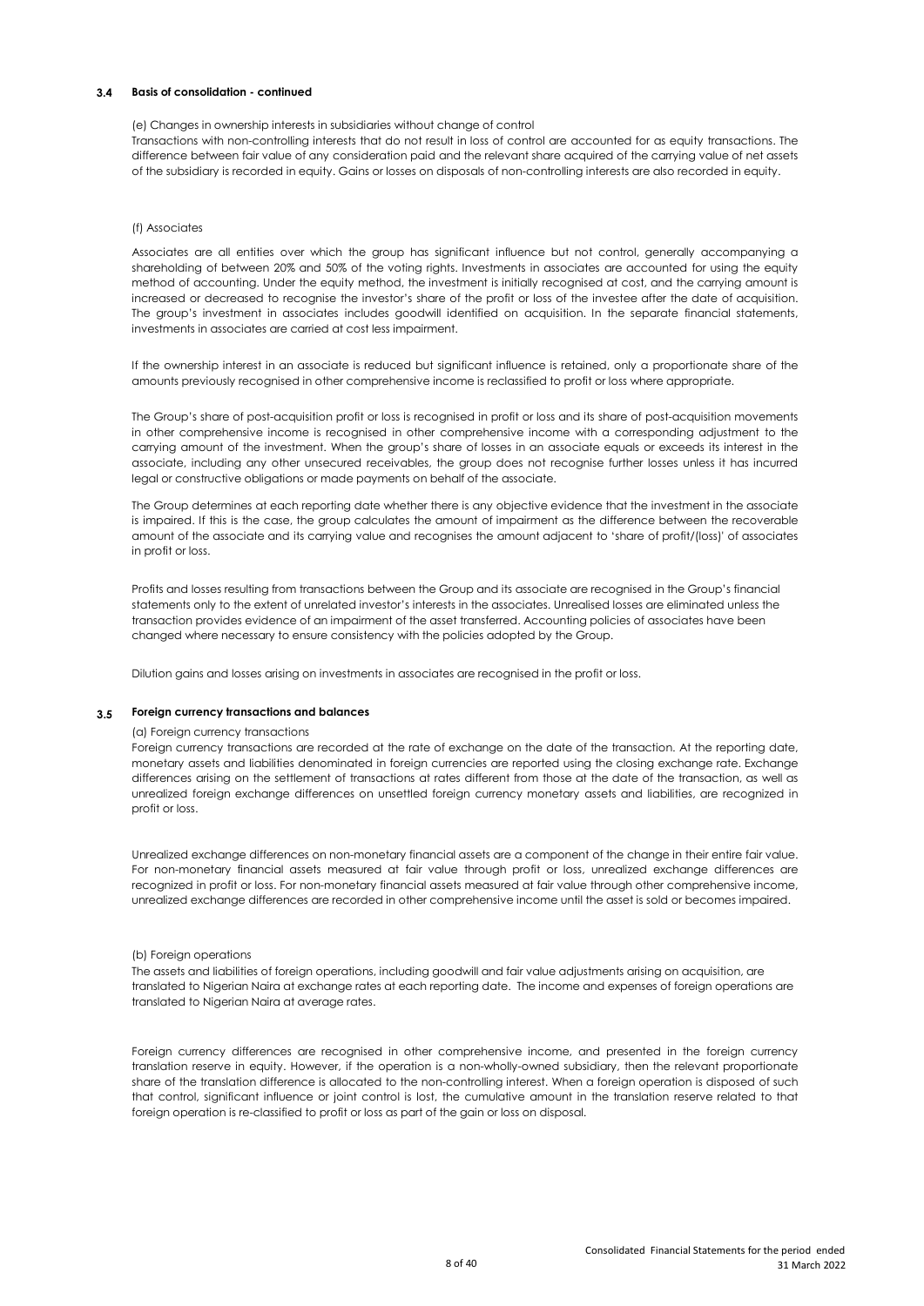## 3.4 Basis of consolidation - continued

(e) Changes in ownership interests in subsidiaries without change of control

Transactions with non-controlling interests that do not result in loss of control are accounted for as equity transactions. The difference between fair value of any consideration paid and the relevant share acquired of the carrying value of net assets of the subsidiary is recorded in equity. Gains or losses on disposals of non-controlling interests are also recorded in equity.

(f) Associates

Associates are all entities over which the group has significant influence but not control, generally accompanying a shareholding of between 20% and 50% of the voting rights. Investments in associates are accounted for using the equity method of accounting. Under the equity method, the investment is initially recognised at cost, and the carrying amount is increased or decreased to recognise the investor's share of the profit or loss of the investee after the date of acquisition. The group's investment in associates includes goodwill identified on acquisition. In the separate financial statements, investments in associates are carried at cost less impairment.

If the ownership interest in an associate is reduced but significant influence is retained, only a proportionate share of the amounts previously recognised in other comprehensive income is reclassified to profit or loss where appropriate.

The Group's share of post-acquisition profit or loss is recognised in profit or loss and its share of post-acquisition movements in other comprehensive income is recognised in other comprehensive income with a corresponding adjustment to the carrying amount of the investment. When the group's share of losses in an associate equals or exceeds its interest in the associate, including any other unsecured receivables, the group does not recognise further losses unless it has incurred legal or constructive obligations or made payments on behalf of the associate.

The Group determines at each reporting date whether there is any objective evidence that the investment in the associate is impaired. If this is the case, the group calculates the amount of impairment as the difference between the recoverable amount of the associate and its carrying value and recognises the amount adjacent to 'share of profit/(loss)' of associates in profit or loss.

Profits and losses resulting from transactions between the Group and its associate are recognised in the Group's financial statements only to the extent of unrelated investor's interests in the associates. Unrealised losses are eliminated unless the transaction provides evidence of an impairment of the asset transferred. Accounting policies of associates have been changed where necessary to ensure consistency with the policies adopted by the Group.

Dilution gains and losses arising on investments in associates are recognised in the profit or loss.

## 3.5 Foreign currency transactions and balances

(a) Foreign currency transactions

Foreign currency transactions are recorded at the rate of exchange on the date of the transaction. At the reporting date, monetary assets and liabilities denominated in foreign currencies are reported using the closing exchange rate. Exchange differences arising on the settlement of transactions at rates different from those at the date of the transaction, as well as unrealized foreign exchange differences on unsettled foreign currency monetary assets and liabilities, are recognized in profit or loss.

Unrealized exchange differences on non-monetary financial assets are a component of the change in their entire fair value. For non-monetary financial assets measured at fair value through profit or loss, unrealized exchange differences are recognized in profit or loss. For non-monetary financial assets measured at fair value through other comprehensive income, unrealized exchange differences are recorded in other comprehensive income until the asset is sold or becomes impaired.

(b) Foreign operations

The assets and liabilities of foreign operations, including goodwill and fair value adjustments arising on acquisition, are translated to Nigerian Naira at exchange rates at each reporting date. The income and expenses of foreign operations are translated to Nigerian Naira at average rates.

Foreign currency differences are recognised in other comprehensive income, and presented in the foreign currency translation reserve in equity. However, if the operation is a non-wholly-owned subsidiary, then the relevant proportionate share of the translation difference is allocated to the non-controlling interest. When a foreign operation is disposed of such that control, significant influence or joint control is lost, the cumulative amount in the translation reserve related to that foreign operation is re-classified to profit or loss as part of the gain or loss on disposal.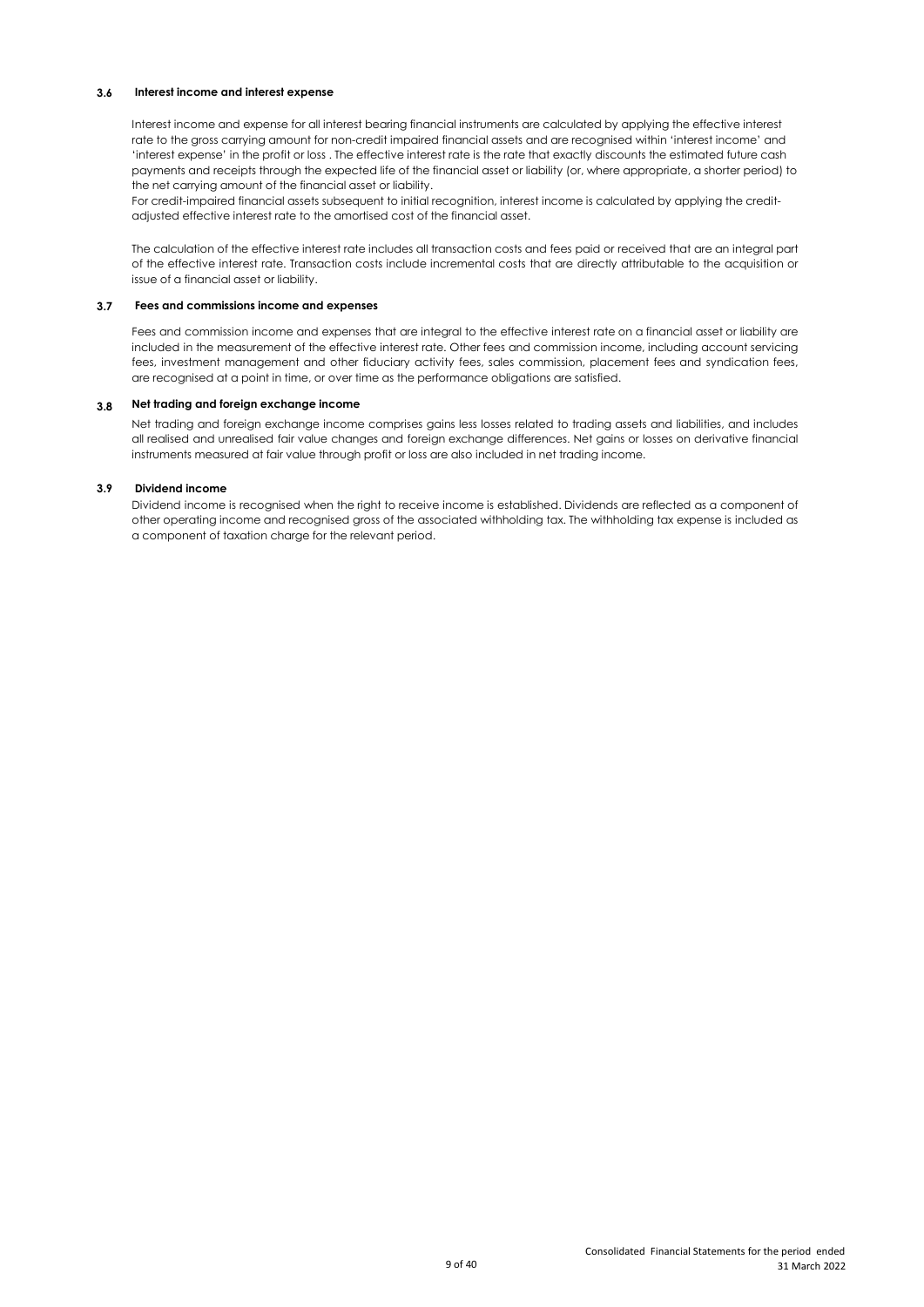### 3.6 Interest income and interest expense

Interest income and expense for all interest bearing financial instruments are calculated by applying the effective interest rate to the gross carrying amount for non-credit impaired financial assets and are recognised within 'interest income' and 'interest expense' in the profit or loss . The effective interest rate is the rate that exactly discounts the estimated future cash payments and receipts through the expected life of the financial asset or liability (or, where appropriate, a shorter period) to the net carrying amount of the financial asset or liability.
For credit-impaired financial assets subsequent to initial recognition, interest income is calculated by applying the credit-adjusted effective interest rate to the amortised cost of the financial asset.

The calculation of the effective interest rate includes all transaction costs and fees paid or received that are an integral part of the effective interest rate. Transaction costs include incremental costs that are directly attributable to the acquisition or issue of a financial asset or liability.

### 3.7 Fees and commissions income and expenses

Fees and commission income and expenses that are integral to the effective interest rate on a financial asset or liability are included in the measurement of the effective interest rate. Other fees and commission income, including account servicing fees, investment management and other fiduciary activity fees, sales commission, placement fees and syndication fees, are recognised at a point in time, or over time as the performance obligations are satisfied.

### 3.8 Net trading and foreign exchange income

Net trading and foreign exchange income comprises gains less losses related to trading assets and liabilities, and includes all realised and unrealised fair value changes and foreign exchange differences. Net gains or losses on derivative financial instruments measured at fair value through profit or loss are also included in net trading income.

### 3.9 Dividend income

Dividend income is recognised when the right to receive income is established. Dividends are reflected as a component of other operating income and recognised gross of the associated withholding tax. The withholding tax expense is included as a component of taxation charge for the relevant period.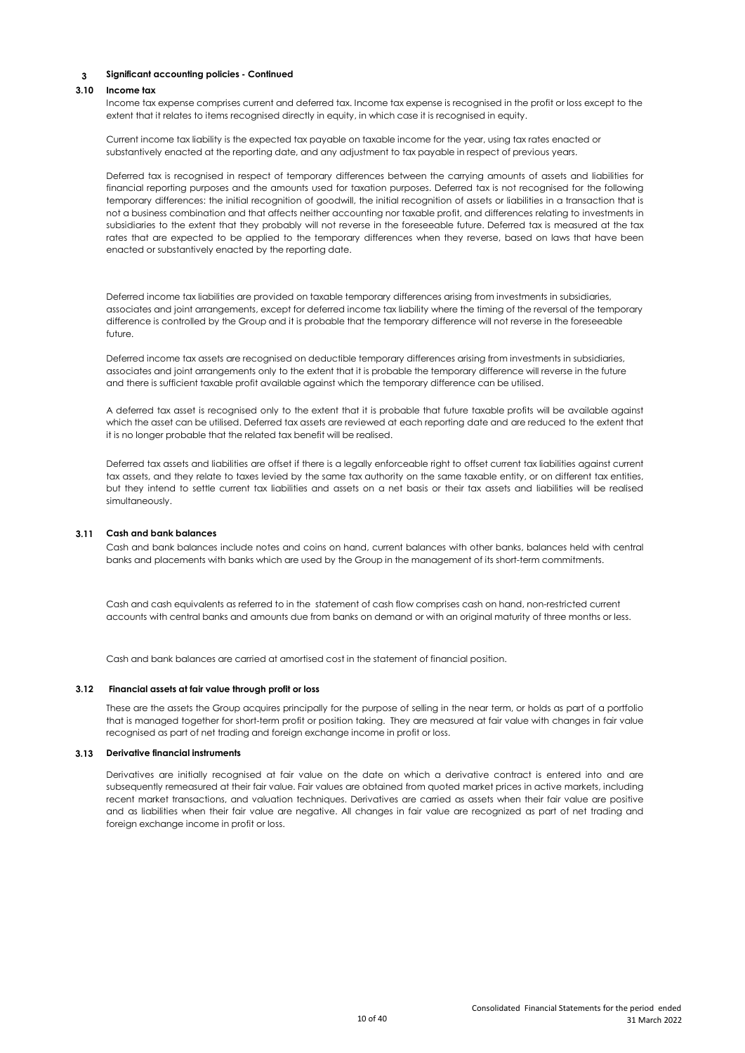## 3 Significant accounting policies - Continued

### 3.10 Income tax

Income tax expense comprises current and deferred tax. Income tax expense is recognised in the profit or loss except to the extent that it relates to items recognised directly in equity, in which case it is recognised in equity.

Current income tax liability is the expected tax payable on taxable income for the year, using tax rates enacted or substantively enacted at the reporting date, and any adjustment to tax payable in respect of previous years.

Deferred tax is recognised in respect of temporary differences between the carrying amounts of assets and liabilities for financial reporting purposes and the amounts used for taxation purposes. Deferred tax is not recognised for the following temporary differences: the initial recognition of goodwill, the initial recognition of assets or liabilities in a transaction that is not a business combination and that affects neither accounting nor taxable profit, and differences relating to investments in subsidiaries to the extent that they probably will not reverse in the foreseeable future. Deferred tax is measured at the tax rates that are expected to be applied to the temporary differences when they reverse, based on laws that have been enacted or substantively enacted by the reporting date.

Deferred income tax liabilities are provided on taxable temporary differences arising from investments in subsidiaries, associates and joint arrangements, except for deferred income tax liability where the timing of the reversal of the temporary difference is controlled by the Group and it is probable that the temporary difference will not reverse in the foreseeable future.

Deferred income tax assets are recognised on deductible temporary differences arising from investments in subsidiaries, associates and joint arrangements only to the extent that it is probable the temporary difference will reverse in the future and there is sufficient taxable profit available against which the temporary difference can be utilised.

A deferred tax asset is recognised only to the extent that it is probable that future taxable profits will be available against which the asset can be utilised. Deferred tax assets are reviewed at each reporting date and are reduced to the extent that it is no longer probable that the related tax benefit will be realised.

Deferred tax assets and liabilities are offset if there is a legally enforceable right to offset current tax liabilities against current tax assets, and they relate to taxes levied by the same tax authority on the same taxable entity, or on different tax entities, but they intend to settle current tax liabilities and assets on a net basis or their tax assets and liabilities will be realised simultaneously.

### 3.11 Cash and bank balances

Cash and bank balances include notes and coins on hand, current balances with other banks, balances held with central banks and placements with banks which are used by the Group in the management of its short-term commitments.

Cash and cash equivalents as referred to in the statement of cash flow comprises cash on hand, non-restricted current accounts with central banks and amounts due from banks on demand or with an original maturity of three months or less.

Cash and bank balances are carried at amortised cost in the statement of financial position.

### 3.12 Financial assets at fair value through profit or loss

These are the assets the Group acquires principally for the purpose of selling in the near term, or holds as part of a portfolio that is managed together for short-term profit or position taking. They are measured at fair value with changes in fair value recognised as part of net trading and foreign exchange income in profit or loss.

### 3.13 Derivative financial instruments

Derivatives are initially recognised at fair value on the date on which a derivative contract is entered into and are subsequently remeasured at their fair value. Fair values are obtained from quoted market prices in active markets, including recent market transactions, and valuation techniques. Derivatives are carried as assets when their fair value are positive and as liabilities when their fair value are negative. All changes in fair value are recognized as part of net trading and foreign exchange income in profit or loss.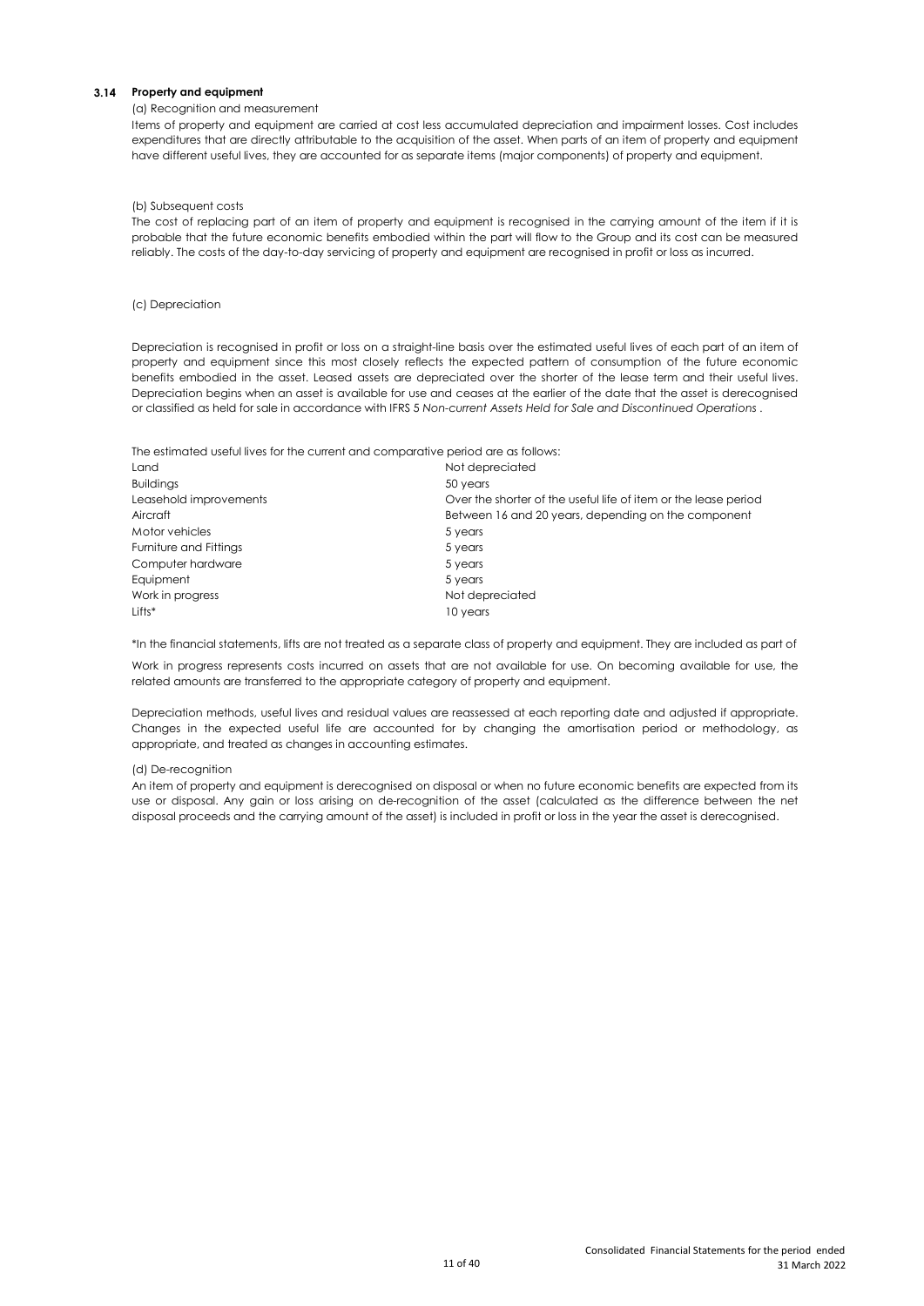### 3.14 Property and equipment

(a) Recognition and measurement

Items of property and equipment are carried at cost less accumulated depreciation and impairment losses. Cost includes expenditures that are directly attributable to the acquisition of the asset. When parts of an item of property and equipment have different useful lives, they are accounted for as separate items (major components) of property and equipment.

(b) Subsequent costs

The cost of replacing part of an item of property and equipment is recognised in the carrying amount of the item if it is probable that the future economic benefits embodied within the part will flow to the Group and its cost can be measured reliably. The costs of the day-to-day servicing of property and equipment are recognised in profit or loss as incurred.

(c) Depreciation

Depreciation is recognised in profit or loss on a straight-line basis over the estimated useful lives of each part of an item of property and equipment since this most closely reflects the expected pattern of consumption of the future economic benefits embodied in the asset. Leased assets are depreciated over the shorter of the lease term and their useful lives. Depreciation begins when an asset is available for use and ceases at the earlier of the date that the asset is derecognised or classified as held for sale in accordance with IFRS 5 *Non-current Assets Held for Sale and Discontinued Operations* .

The estimated useful lives for the current and comparative period are as follows:

| | |
|---|---|
| Land | Not depreciated |
| Buildings | 50 years |
| Leasehold improvements | Over the shorter of the useful life of item or the lease period |
| Aircraft | Between 16 and 20 years, depending on the component |
| Motor vehicles | 5 years |
| Furniture and Fittings | 5 years |
| Computer hardware | 5 years |
| Equipment | 5 years |
| Work in progress | Not depreciated |
| Lifts* | 10 years |

*In the financial statements, lifts are not treated as a separate class of property and equipment. They are included as part of

Work in progress represents costs incurred on assets that are not available for use. On becoming available for use, the related amounts are transferred to the appropriate category of property and equipment.

Depreciation methods, useful lives and residual values are reassessed at each reporting date and adjusted if appropriate. Changes in the expected useful life are accounted for by changing the amortisation period or methodology, as appropriate, and treated as changes in accounting estimates.

(d) De-recognition

An item of property and equipment is derecognised on disposal or when no future economic benefits are expected from its use or disposal. Any gain or loss arising on de-recognition of the asset (calculated as the difference between the net disposal proceeds and the carrying amount of the asset) is included in profit or loss in the year the asset is derecognised.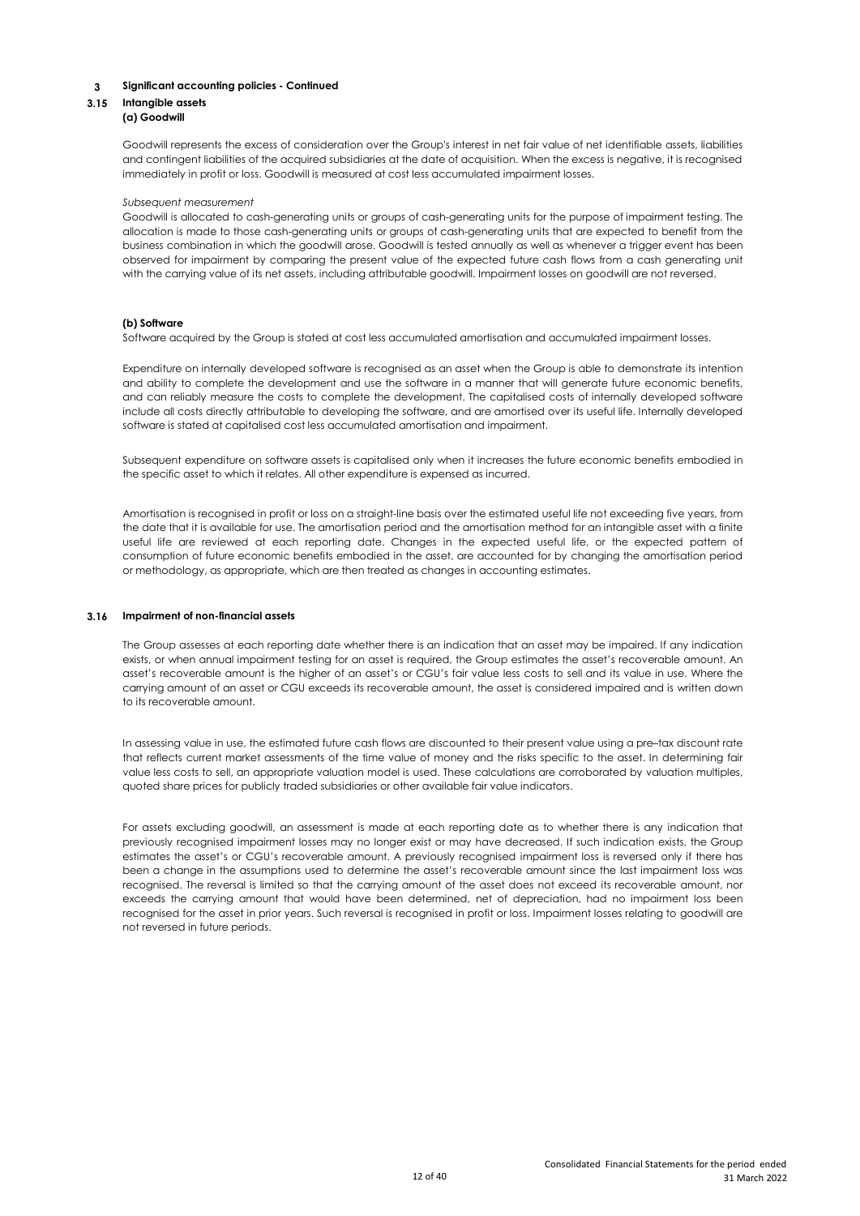## 3 Significant accounting policies - Continued

### 3.15 Intangible assets

#### (a) Goodwill

Goodwill represents the excess of consideration over the Group's interest in net fair value of net identifiable assets, liabilities and contingent liabilities of the acquired subsidiaries at the date of acquisition. When the excess is negative, it is recognised immediately in profit or loss. Goodwill is measured at cost less accumulated impairment losses.

*Subsequent measurement*

Goodwill is allocated to cash-generating units or groups of cash-generating units for the purpose of impairment testing. The allocation is made to those cash-generating units or groups of cash-generating units that are expected to benefit from the business combination in which the goodwill arose. Goodwill is tested annually as well as whenever a trigger event has been observed for impairment by comparing the present value of the expected future cash flows from a cash generating unit with the carrying value of its net assets, including attributable goodwill. Impairment losses on goodwill are not reversed.

#### (b) Software

Software acquired by the Group is stated at cost less accumulated amortisation and accumulated impairment losses.

Expenditure on internally developed software is recognised as an asset when the Group is able to demonstrate its intention and ability to complete the development and use the software in a manner that will generate future economic benefits, and can reliably measure the costs to complete the development. The capitalised costs of internally developed software include all costs directly attributable to developing the software, and are amortised over its useful life. Internally developed software is stated at capitalised cost less accumulated amortisation and impairment.

Subsequent expenditure on software assets is capitalised only when it increases the future economic benefits embodied in the specific asset to which it relates. All other expenditure is expensed as incurred.

Amortisation is recognised in profit or loss on a straight-line basis over the estimated useful life not exceeding five years, from the date that it is available for use. The amortisation period and the amortisation method for an intangible asset with a finite useful life are reviewed at each reporting date. Changes in the expected useful life, or the expected pattern of consumption of future economic benefits embodied in the asset, are accounted for by changing the amortisation period or methodology, as appropriate, which are then treated as changes in accounting estimates.

### 3.16 Impairment of non-financial assets

The Group assesses at each reporting date whether there is an indication that an asset may be impaired. If any indication exists, or when annual impairment testing for an asset is required, the Group estimates the asset's recoverable amount. An asset's recoverable amount is the higher of an asset's or CGU's fair value less costs to sell and its value in use. Where the carrying amount of an asset or CGU exceeds its recoverable amount, the asset is considered impaired and is written down to its recoverable amount.

In assessing value in use, the estimated future cash flows are discounted to their present value using a pre–tax discount rate that reflects current market assessments of the time value of money and the risks specific to the asset. In determining fair value less costs to sell, an appropriate valuation model is used. These calculations are corroborated by valuation multiples, quoted share prices for publicly traded subsidiaries or other available fair value indicators.

For assets excluding goodwill, an assessment is made at each reporting date as to whether there is any indication that previously recognised impairment losses may no longer exist or may have decreased. If such indication exists, the Group estimates the asset's or CGU's recoverable amount. A previously recognised impairment loss is reversed only if there has been a change in the assumptions used to determine the asset's recoverable amount since the last impairment loss was recognised. The reversal is limited so that the carrying amount of the asset does not exceed its recoverable amount, nor exceeds the carrying amount that would have been determined, net of depreciation, had no impairment loss been recognised for the asset in prior years. Such reversal is recognised in profit or loss. Impairment losses relating to goodwill are not reversed in future periods.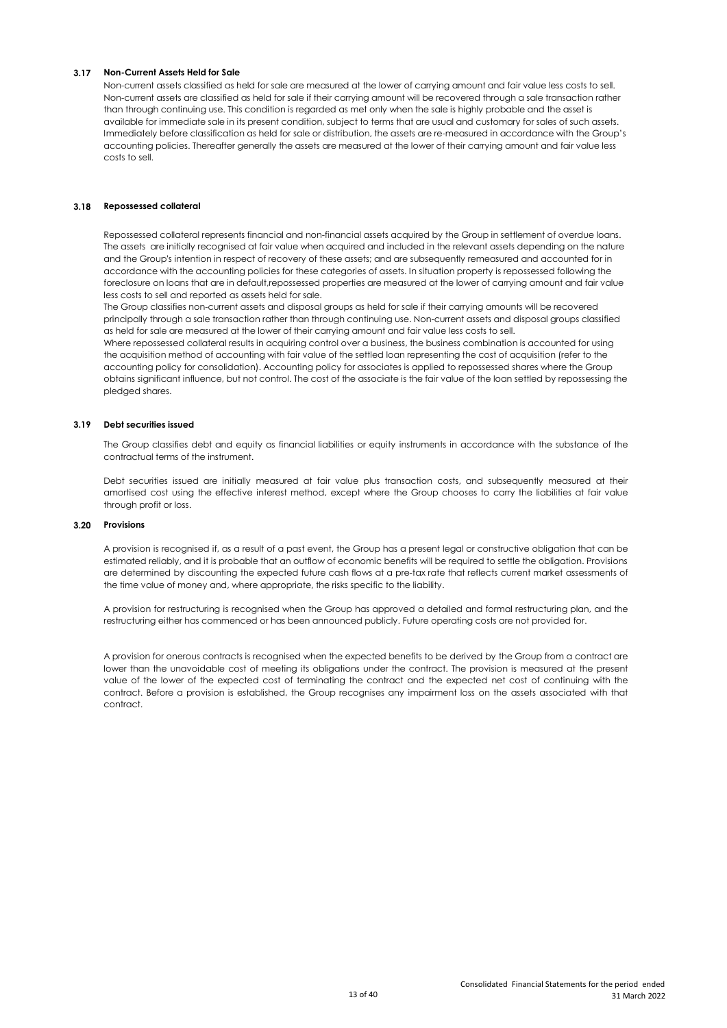### 3.17 Non-Current Assets Held for Sale

Non-current assets classified as held for sale are measured at the lower of carrying amount and fair value less costs to sell. Non-current assets are classified as held for sale if their carrying amount will be recovered through a sale transaction rather than through continuing use. This condition is regarded as met only when the sale is highly probable and the asset is available for immediate sale in its present condition, subject to terms that are usual and customary for sales of such assets. Immediately before classification as held for sale or distribution, the assets are re-measured in accordance with the Group's accounting policies. Thereafter generally the assets are measured at the lower of their carrying amount and fair value less costs to sell.

### 3.18 Repossessed collateral

Repossessed collateral represents financial and non-financial assets acquired by the Group in settlement of overdue loans. The assets are initially recognised at fair value when acquired and included in the relevant assets depending on the nature and the Group's intention in respect of recovery of these assets; and are subsequently remeasured and accounted for in accordance with the accounting policies for these categories of assets. In situation property is repossessed following the foreclosure on loans that are in default,repossessed properties are measured at the lower of carrying amount and fair value less costs to sell and reported as assets held for sale.

The Group classifies non-current assets and disposal groups as held for sale if their carrying amounts will be recovered principally through a sale transaction rather than through continuing use. Non-current assets and disposal groups classified as held for sale are measured at the lower of their carrying amount and fair value less costs to sell.

Where repossessed collateral results in acquiring control over a business, the business combination is accounted for using the acquisition method of accounting with fair value of the settled loan representing the cost of acquisition (refer to the accounting policy for consolidation). Accounting policy for associates is applied to repossessed shares where the Group obtains significant influence, but not control. The cost of the associate is the fair value of the loan settled by repossessing the pledged shares.

### 3.19 Debt securities issued

The Group classifies debt and equity as financial liabilities or equity instruments in accordance with the substance of the contractual terms of the instrument.

Debt securities issued are initially measured at fair value plus transaction costs, and subsequently measured at their amortised cost using the effective interest method, except where the Group chooses to carry the liabilities at fair value through profit or loss.

### 3.20 Provisions

A provision is recognised if, as a result of a past event, the Group has a present legal or constructive obligation that can be estimated reliably, and it is probable that an outflow of economic benefits will be required to settle the obligation. Provisions are determined by discounting the expected future cash flows at a pre-tax rate that reflects current market assessments of the time value of money and, where appropriate, the risks specific to the liability.

A provision for restructuring is recognised when the Group has approved a detailed and formal restructuring plan, and the restructuring either has commenced or has been announced publicly. Future operating costs are not provided for.

A provision for onerous contracts is recognised when the expected benefits to be derived by the Group from a contract are lower than the unavoidable cost of meeting its obligations under the contract. The provision is measured at the present value of the lower of the expected cost of terminating the contract and the expected net cost of continuing with the contract. Before a provision is established, the Group recognises any impairment loss on the assets associated with that contract.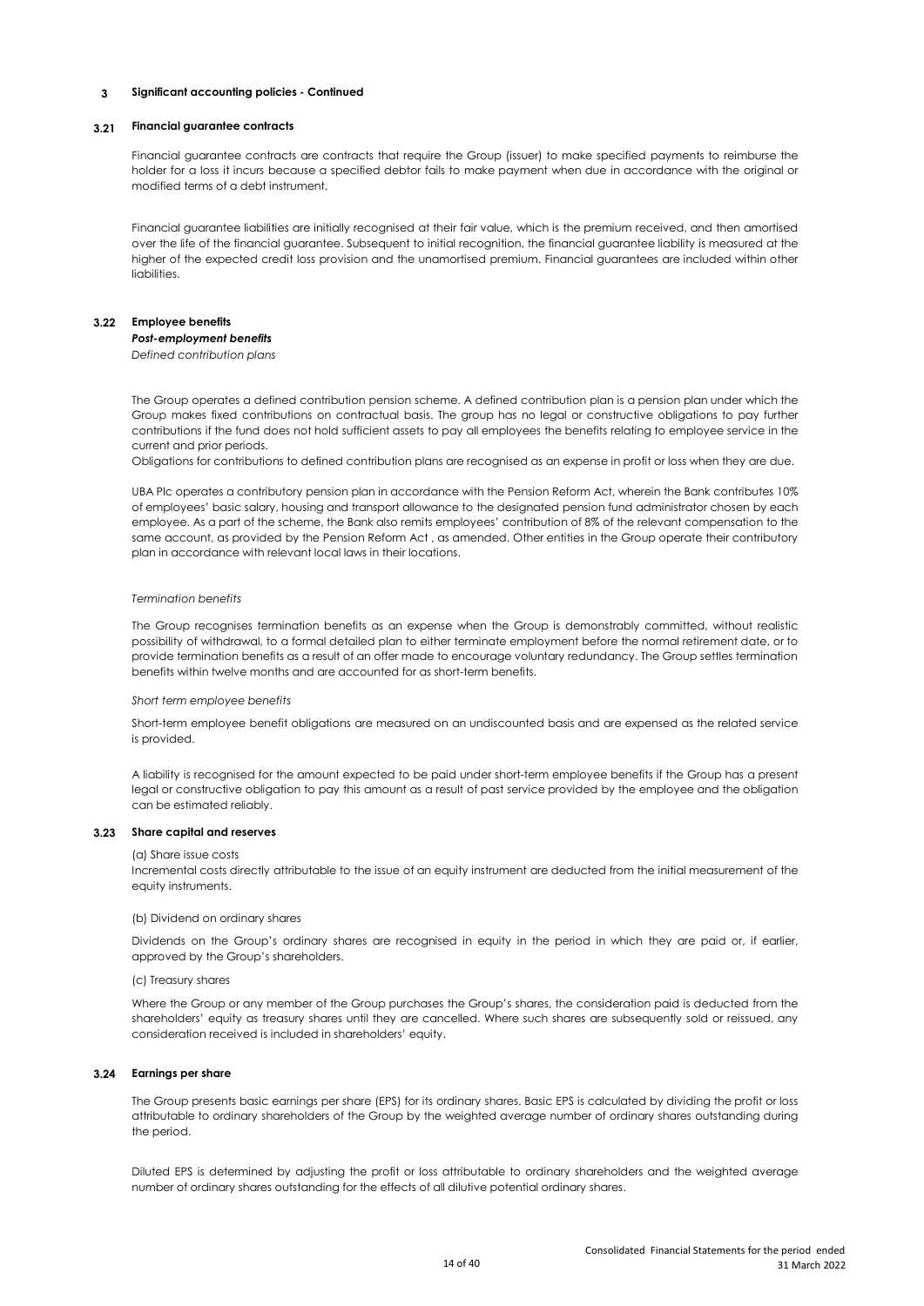## 3 Significant accounting policies - Continued

### 3.21 Financial guarantee contracts

Financial guarantee contracts are contracts that require the Group (issuer) to make specified payments to reimburse the holder for a loss it incurs because a specified debtor fails to make payment when due in accordance with the original or modified terms of a debt instrument.

Financial guarantee liabilities are initially recognised at their fair value, which is the premium received, and then amortised over the life of the financial guarantee. Subsequent to initial recognition, the financial guarantee liability is measured at the higher of the expected credit loss provision and the unamortised premium. Financial guarantees are included within other liabilities.

### 3.22 Employee benefits

***Post-employment benefits***

*Defined contribution plans*

The Group operates a defined contribution pension scheme. A defined contribution plan is a pension plan under which the Group makes fixed contributions on contractual basis. The group has no legal or constructive obligations to pay further contributions if the fund does not hold sufficient assets to pay all employees the benefits relating to employee service in the current and prior periods.
Obligations for contributions to defined contribution plans are recognised as an expense in profit or loss when they are due.

UBA Plc operates a contributory pension plan in accordance with the Pension Reform Act, wherein the Bank contributes 10% of employees' basic salary, housing and transport allowance to the designated pension fund administrator chosen by each employee. As a part of the scheme, the Bank also remits employees' contribution of 8% of the relevant compensation to the same account, as provided by the Pension Reform Act , as amended. Other entities in the Group operate their contributory plan in accordance with relevant local laws in their locations.

*Termination benefits*

The Group recognises termination benefits as an expense when the Group is demonstrably committed, without realistic possibility of withdrawal, to a formal detailed plan to either terminate employment before the normal retirement date, or to provide termination benefits as a result of an offer made to encourage voluntary redundancy. The Group settles termination benefits within twelve months and are accounted for as short-term benefits.

*Short term employee benefits*

Short-term employee benefit obligations are measured on an undiscounted basis and are expensed as the related service is provided.

A liability is recognised for the amount expected to be paid under short-term employee benefits if the Group has a present legal or constructive obligation to pay this amount as a result of past service provided by the employee and the obligation can be estimated reliably.

### 3.23 Share capital and reserves

(a) Share issue costs
Incremental costs directly attributable to the issue of an equity instrument are deducted from the initial measurement of the equity instruments.

(b) Dividend on ordinary shares

Dividends on the Group's ordinary shares are recognised in equity in the period in which they are paid or, if earlier, approved by the Group's shareholders.

(c) Treasury shares

Where the Group or any member of the Group purchases the Group's shares, the consideration paid is deducted from the shareholders' equity as treasury shares until they are cancelled. Where such shares are subsequently sold or reissued, any consideration received is included in shareholders' equity.

### 3.24 Earnings per share

The Group presents basic earnings per share (EPS) for its ordinary shares. Basic EPS is calculated by dividing the profit or loss attributable to ordinary shareholders of the Group by the weighted average number of ordinary shares outstanding during the period.

Diluted EPS is determined by adjusting the profit or loss attributable to ordinary shareholders and the weighted average number of ordinary shares outstanding for the effects of all dilutive potential ordinary shares.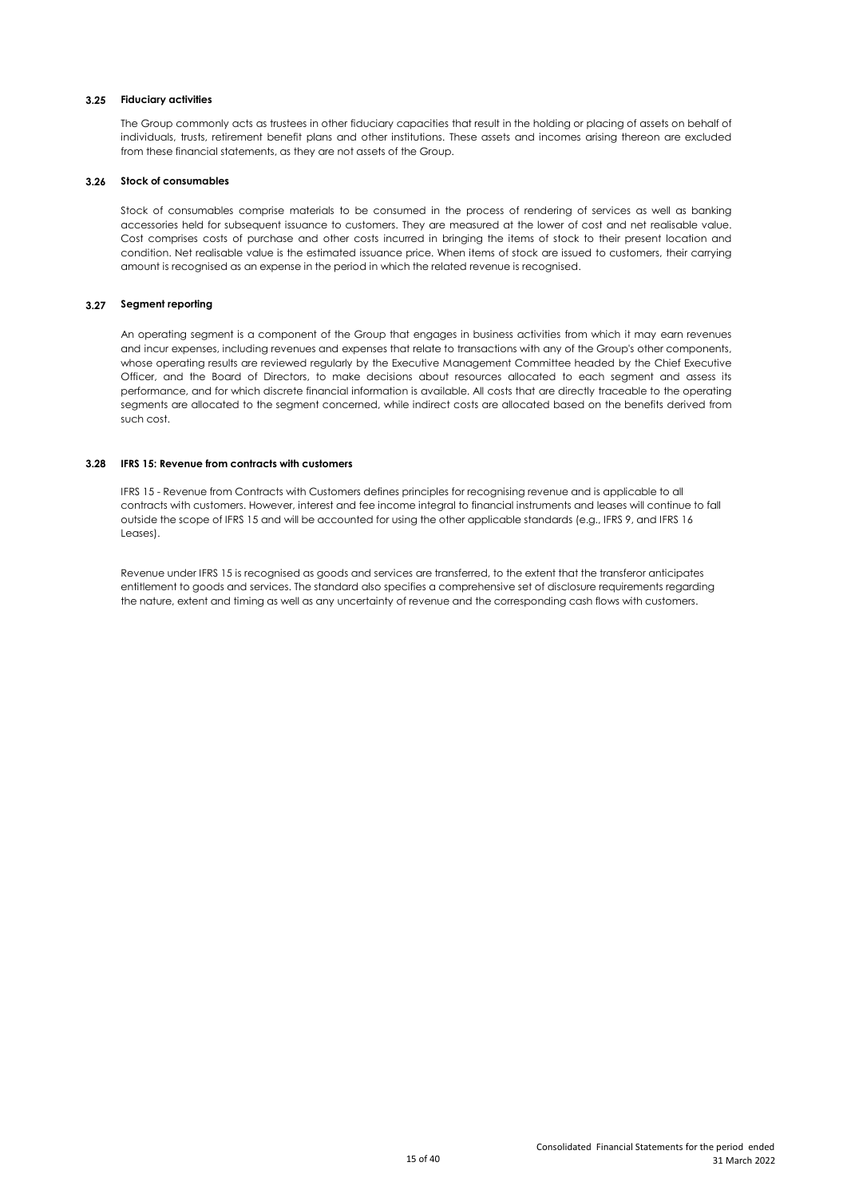### 3.25 Fiduciary activities

The Group commonly acts as trustees in other fiduciary capacities that result in the holding or placing of assets on behalf of individuals, trusts, retirement benefit plans and other institutions. These assets and incomes arising thereon are excluded from these financial statements, as they are not assets of the Group.

### 3.26 Stock of consumables

Stock of consumables comprise materials to be consumed in the process of rendering of services as well as banking accessories held for subsequent issuance to customers. They are measured at the lower of cost and net realisable value. Cost comprises costs of purchase and other costs incurred in bringing the items of stock to their present location and condition. Net realisable value is the estimated issuance price. When items of stock are issued to customers, their carrying amount is recognised as an expense in the period in which the related revenue is recognised.

### 3.27 Segment reporting

An operating segment is a component of the Group that engages in business activities from which it may earn revenues and incur expenses, including revenues and expenses that relate to transactions with any of the Group's other components, whose operating results are reviewed regularly by the Executive Management Committee headed by the Chief Executive Officer, and the Board of Directors, to make decisions about resources allocated to each segment and assess its performance, and for which discrete financial information is available. All costs that are directly traceable to the operating segments are allocated to the segment concerned, while indirect costs are allocated based on the benefits derived from such cost.

### 3.28 IFRS 15: Revenue from contracts with customers

IFRS 15 - Revenue from Contracts with Customers defines principles for recognising revenue and is applicable to all contracts with customers. However, interest and fee income integral to financial instruments and leases will continue to fall outside the scope of IFRS 15 and will be accounted for using the other applicable standards (e.g., IFRS 9, and IFRS 16 Leases).

Revenue under IFRS 15 is recognised as goods and services are transferred, to the extent that the transferor anticipates entitlement to goods and services. The standard also specifies a comprehensive set of disclosure requirements regarding the nature, extent and timing as well as any uncertainty of revenue and the corresponding cash flows with customers.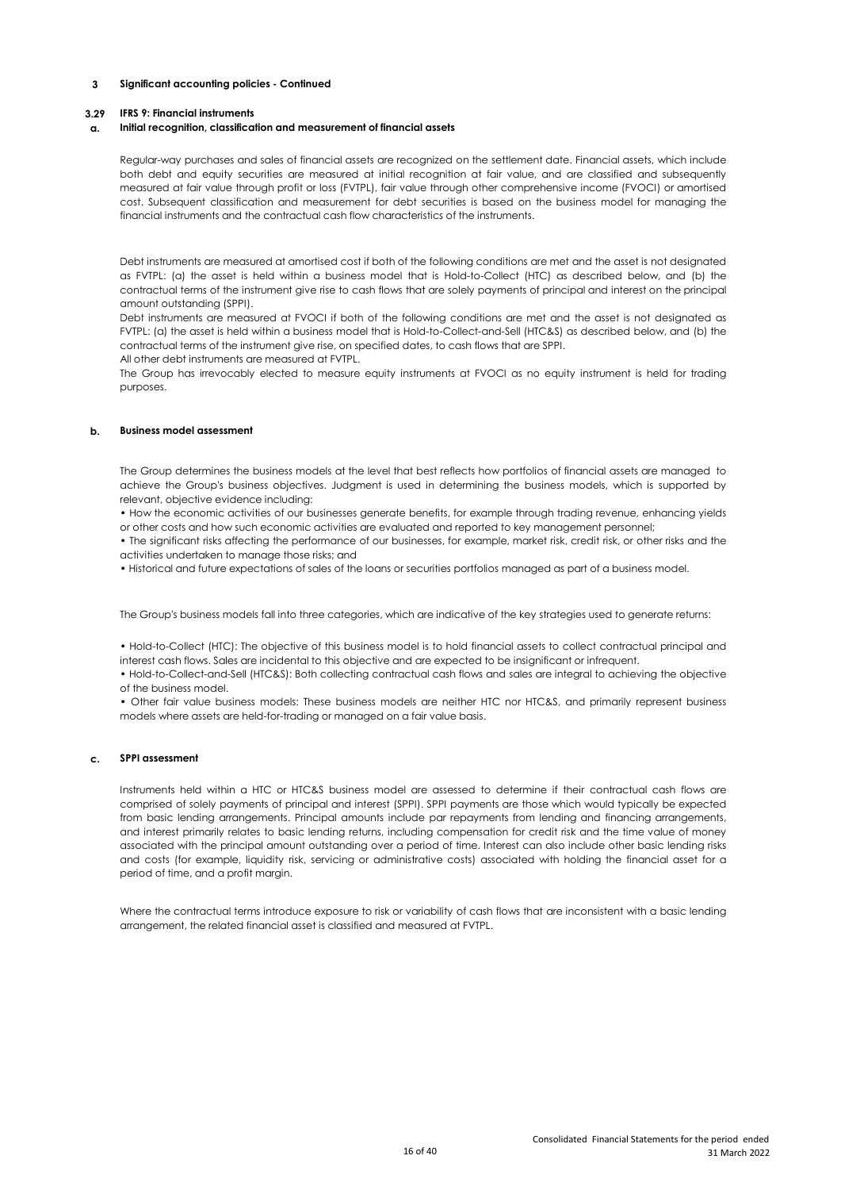# 3 Significant accounting policies - Continued

## 3.29 IFRS 9: Financial instruments

### a. Initial recognition, classification and measurement of financial assets

Regular-way purchases and sales of financial assets are recognized on the settlement date. Financial assets, which include both debt and equity securities are measured at initial recognition at fair value, and are classified and subsequently measured at fair value through profit or loss (FVTPL), fair value through other comprehensive income (FVOCI) or amortised cost. Subsequent classification and measurement for debt securities is based on the business model for managing the financial instruments and the contractual cash flow characteristics of the instruments.

Debt instruments are measured at amortised cost if both of the following conditions are met and the asset is not designated as FVTPL: (a) the asset is held within a business model that is Hold-to-Collect (HTC) as described below, and (b) the contractual terms of the instrument give rise to cash flows that are solely payments of principal and interest on the principal amount outstanding (SPPI).

Debt instruments are measured at FVOCI if both of the following conditions are met and the asset is not designated as FVTPL: (a) the asset is held within a business model that is Hold-to-Collect-and-Sell (HTC&S) as described below, and (b) the contractual terms of the instrument give rise, on specified dates, to cash flows that are SPPI.

All other debt instruments are measured at FVTPL.

The Group has irrevocably elected to measure equity instruments at FVOCI as no equity instrument is held for trading purposes.

### b. Business model assessment

The Group determines the business models at the level that best reflects how portfolios of financial assets are managed to achieve the Group's business objectives. Judgment is used in determining the business models, which is supported by relevant, objective evidence including:

- How the economic activities of our businesses generate benefits, for example through trading revenue, enhancing yields or other costs and how such economic activities are evaluated and reported to key management personnel;
- The significant risks affecting the performance of our businesses, for example, market risk, credit risk, or other risks and the activities undertaken to manage those risks; and
- Historical and future expectations of sales of the loans or securities portfolios managed as part of a business model.

The Group's business models fall into three categories, which are indicative of the key strategies used to generate returns:

- Hold-to-Collect (HTC): The objective of this business model is to hold financial assets to collect contractual principal and interest cash flows. Sales are incidental to this objective and are expected to be insignificant or infrequent.
- Hold-to-Collect-and-Sell (HTC&S): Both collecting contractual cash flows and sales are integral to achieving the objective of the business model.
- Other fair value business models: These business models are neither HTC nor HTC&S, and primarily represent business models where assets are held-for-trading or managed on a fair value basis.

### c. SPPI assessment

Instruments held within a HTC or HTC&S business model are assessed to determine if their contractual cash flows are comprised of solely payments of principal and interest (SPPI). SPPI payments are those which would typically be expected from basic lending arrangements. Principal amounts include par repayments from lending and financing arrangements, and interest primarily relates to basic lending returns, including compensation for credit risk and the time value of money associated with the principal amount outstanding over a period of time. Interest can also include other basic lending risks and costs (for example, liquidity risk, servicing or administrative costs) associated with holding the financial asset for a period of time, and a profit margin.

Where the contractual terms introduce exposure to risk or variability of cash flows that are inconsistent with a basic lending arrangement, the related financial asset is classified and measured at FVTPL.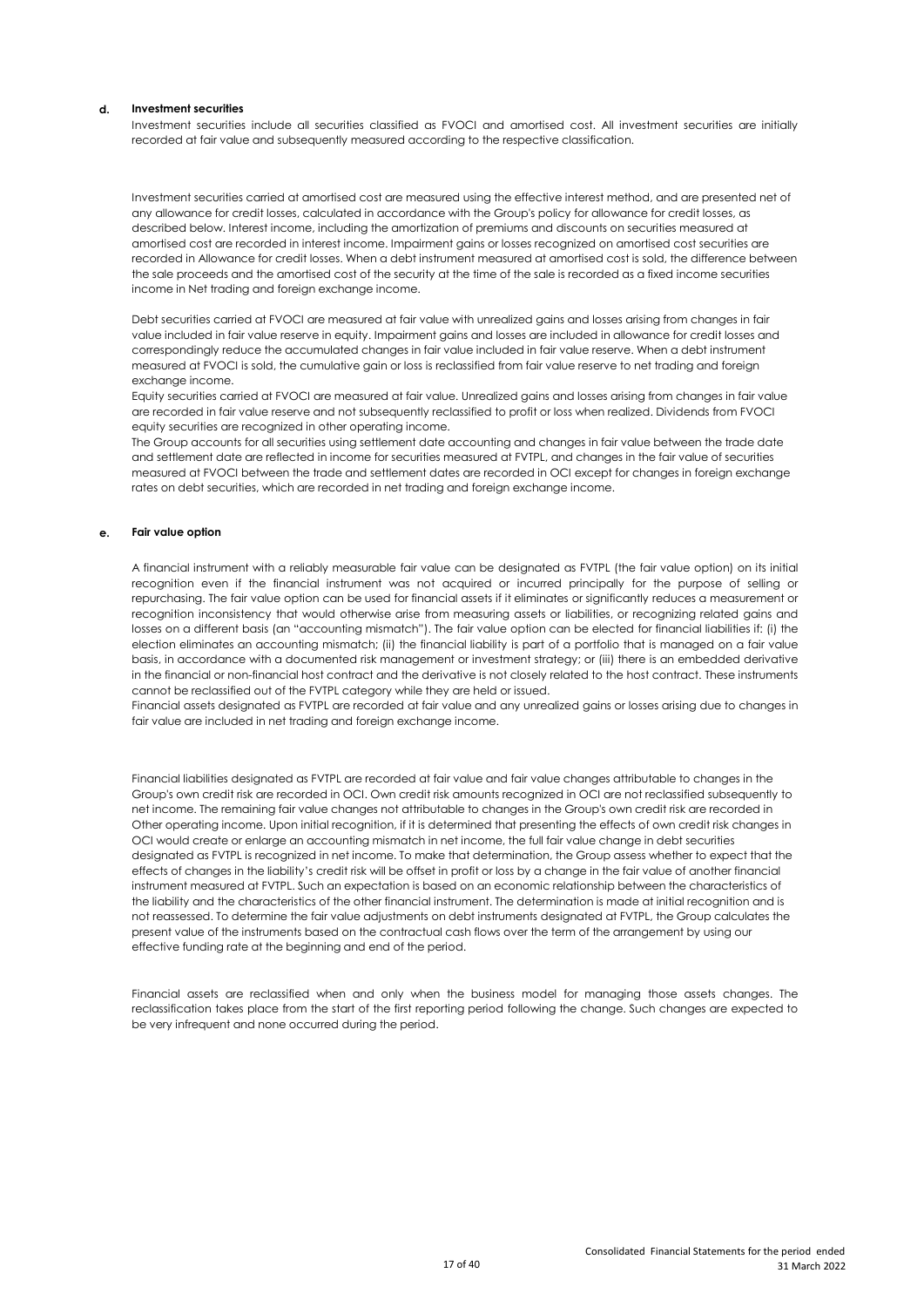### d. Investment securities

Investment securities include all securities classified as FVOCI and amortised cost. All investment securities are initially recorded at fair value and subsequently measured according to the respective classification.

Investment securities carried at amortised cost are measured using the effective interest method, and are presented net of any allowance for credit losses, calculated in accordance with the Group's policy for allowance for credit losses, as described below. Interest income, including the amortization of premiums and discounts on securities measured at amortised cost are recorded in interest income. Impairment gains or losses recognized on amortised cost securities are recorded in Allowance for credit losses. When a debt instrument measured at amortised cost is sold, the difference between the sale proceeds and the amortised cost of the security at the time of the sale is recorded as a fixed income securities income in Net trading and foreign exchange income.

Debt securities carried at FVOCI are measured at fair value with unrealized gains and losses arising from changes in fair value included in fair value reserve in equity. Impairment gains and losses are included in allowance for credit losses and correspondingly reduce the accumulated changes in fair value included in fair value reserve. When a debt instrument measured at FVOCI is sold, the cumulative gain or loss is reclassified from fair value reserve to net trading and foreign exchange income.

Equity securities carried at FVOCI are measured at fair value. Unrealized gains and losses arising from changes in fair value are recorded in fair value reserve and not subsequently reclassified to profit or loss when realized. Dividends from FVOCI equity securities are recognized in other operating income.

The Group accounts for all securities using settlement date accounting and changes in fair value between the trade date and settlement date are reflected in income for securities measured at FVTPL, and changes in the fair value of securities measured at FVOCI between the trade and settlement dates are recorded in OCI except for changes in foreign exchange rates on debt securities, which are recorded in net trading and foreign exchange income.

### e. Fair value option

A financial instrument with a reliably measurable fair value can be designated as FVTPL (the fair value option) on its initial recognition even if the financial instrument was not acquired or incurred principally for the purpose of selling or repurchasing. The fair value option can be used for financial assets if it eliminates or significantly reduces a measurement or recognition inconsistency that would otherwise arise from measuring assets or liabilities, or recognizing related gains and losses on a different basis (an "accounting mismatch"). The fair value option can be elected for financial liabilities if: (i) the election eliminates an accounting mismatch; (ii) the financial liability is part of a portfolio that is managed on a fair value basis, in accordance with a documented risk management or investment strategy; or (iii) there is an embedded derivative in the financial or non-financial host contract and the derivative is not closely related to the host contract. These instruments cannot be reclassified out of the FVTPL category while they are held or issued.

Financial assets designated as FVTPL are recorded at fair value and any unrealized gains or losses arising due to changes in fair value are included in net trading and foreign exchange income.

Financial liabilities designated as FVTPL are recorded at fair value and fair value changes attributable to changes in the Group's own credit risk are recorded in OCI. Own credit risk amounts recognized in OCI are not reclassified subsequently to net income. The remaining fair value changes not attributable to changes in the Group's own credit risk are recorded in Other operating income. Upon initial recognition, if it is determined that presenting the effects of own credit risk changes in OCI would create or enlarge an accounting mismatch in net income, the full fair value change in debt securities designated as FVTPL is recognized in net income. To make that determination, the Group assess whether to expect that the effects of changes in the liability's credit risk will be offset in profit or loss by a change in the fair value of another financial instrument measured at FVTPL. Such an expectation is based on an economic relationship between the characteristics of the liability and the characteristics of the other financial instrument. The determination is made at initial recognition and is not reassessed. To determine the fair value adjustments on debt instruments designated at FVTPL, the Group calculates the present value of the instruments based on the contractual cash flows over the term of the arrangement by using our effective funding rate at the beginning and end of the period.

Financial assets are reclassified when and only when the business model for managing those assets changes. The reclassification takes place from the start of the first reporting period following the change. Such changes are expected to be very infrequent and none occurred during the period.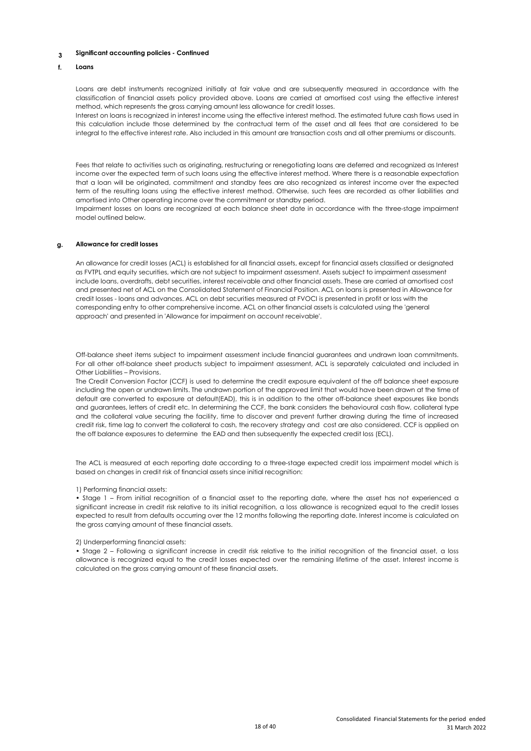## 3 Significant accounting policies - Continued

### f. Loans

Loans are debt instruments recognized initially at fair value and are subsequently measured in accordance with the classification of financial assets policy provided above. Loans are carried at amortised cost using the effective interest method, which represents the gross carrying amount less allowance for credit losses.

Interest on loans is recognized in interest income using the effective interest method. The estimated future cash flows used in this calculation include those determined by the contractual term of the asset and all fees that are considered to be integral to the effective interest rate. Also included in this amount are transaction costs and all other premiums or discounts.

Fees that relate to activities such as originating, restructuring or renegotiating loans are deferred and recognized as Interest income over the expected term of such loans using the effective interest method. Where there is a reasonable expectation that a loan will be originated, commitment and standby fees are also recognized as interest income over the expected term of the resulting loans using the effective interest method. Otherwise, such fees are recorded as other liabilities and amortised into Other operating income over the commitment or standby period.

Impairment losses on loans are recognized at each balance sheet date in accordance with the three-stage impairment model outlined below.

### g. Allowance for credit losses

An allowance for credit losses (ACL) is established for all financial assets, except for financial assets classified or designated as FVTPL and equity securities, which are not subject to impairment assessment. Assets subject to impairment assessment include loans, overdrafts, debt securities, interest receivable and other financial assets. These are carried at amortised cost and presented net of ACL on the Consolidated Statement of Financial Position. ACL on loans is presented in Allowance for credit losses - loans and advances. ACL on debt securities measured at FVOCI is presented in profit or loss with the corresponding entry to other comprehensive income. ACL on other financial assets is calculated using the 'general approach' and presented in 'Allowance for impairment on account receivable'.

Off-balance sheet items subject to impairment assessment include financial guarantees and undrawn loan commitments. For all other off-balance sheet products subject to impairment assessment, ACL is separately calculated and included in Other Liabilities – Provisions.

The Credit Conversion Factor (CCF) is used to determine the credit exposure equivalent of the off balance sheet exposure including the open or undrawn limits. The undrawn portion of the approved limit that would have been drawn at the time of default are converted to exposure at default(EAD), this is in addition to the other off-balance sheet exposures like bonds and guarantees, letters of credit etc. In determining the CCF, the bank considers the behavioural cash flow, collateral type and the collateral value securing the facility, time to discover and prevent further drawing during the time of increased credit risk, time lag to convert the collateral to cash, the recovery strategy and cost are also considered. CCF is applied on the off balance exposures to determine the EAD and then subsequently the expected credit loss (ECL).

The ACL is measured at each reporting date according to a three-stage expected credit loss impairment model which is based on changes in credit risk of financial assets since initial recognition:

1) Performing financial assets:

• Stage 1 – From initial recognition of a financial asset to the reporting date, where the asset has not experienced a significant increase in credit risk relative to its initial recognition, a loss allowance is recognized equal to the credit losses expected to result from defaults occurring over the 12 months following the reporting date. Interest income is calculated on the gross carrying amount of these financial assets.

2) Underperforming financial assets:

• Stage 2 – Following a significant increase in credit risk relative to the initial recognition of the financial asset, a loss allowance is recognized equal to the credit losses expected over the remaining lifetime of the asset. Interest income is calculated on the gross carrying amount of these financial assets.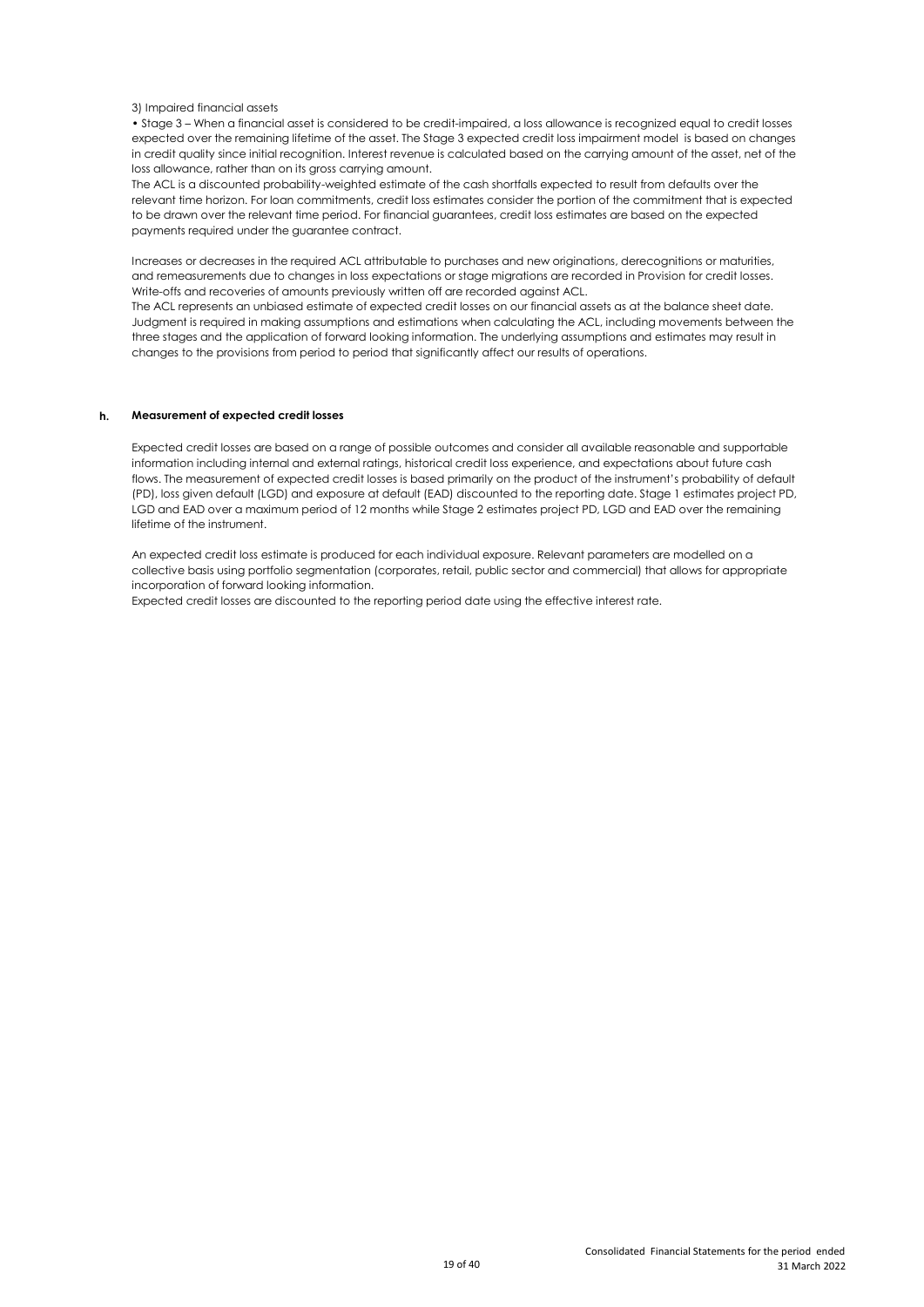3) Impaired financial assets

• Stage 3 – When a financial asset is considered to be credit-impaired, a loss allowance is recognized equal to credit losses expected over the remaining lifetime of the asset. The Stage 3 expected credit loss impairment model is based on changes in credit quality since initial recognition. Interest revenue is calculated based on the carrying amount of the asset, net of the loss allowance, rather than on its gross carrying amount.

The ACL is a discounted probability-weighted estimate of the cash shortfalls expected to result from defaults over the relevant time horizon. For loan commitments, credit loss estimates consider the portion of the commitment that is expected to be drawn over the relevant time period. For financial guarantees, credit loss estimates are based on the expected payments required under the guarantee contract.

Increases or decreases in the required ACL attributable to purchases and new originations, derecognitions or maturities, and remeasurements due to changes in loss expectations or stage migrations are recorded in Provision for credit losses. Write-offs and recoveries of amounts previously written off are recorded against ACL.

The ACL represents an unbiased estimate of expected credit losses on our financial assets as at the balance sheet date. Judgment is required in making assumptions and estimations when calculating the ACL, including movements between the three stages and the application of forward looking information. The underlying assumptions and estimates may result in changes to the provisions from period to period that significantly affect our results of operations.

## h. Measurement of expected credit losses

Expected credit losses are based on a range of possible outcomes and consider all available reasonable and supportable information including internal and external ratings, historical credit loss experience, and expectations about future cash flows. The measurement of expected credit losses is based primarily on the product of the instrument's probability of default (PD), loss given default (LGD) and exposure at default (EAD) discounted to the reporting date. Stage 1 estimates project PD, LGD and EAD over a maximum period of 12 months while Stage 2 estimates project PD, LGD and EAD over the remaining lifetime of the instrument.

An expected credit loss estimate is produced for each individual exposure. Relevant parameters are modelled on a collective basis using portfolio segmentation (corporates, retail, public sector and commercial) that allows for appropriate incorporation of forward looking information.

Expected credit losses are discounted to the reporting period date using the effective interest rate.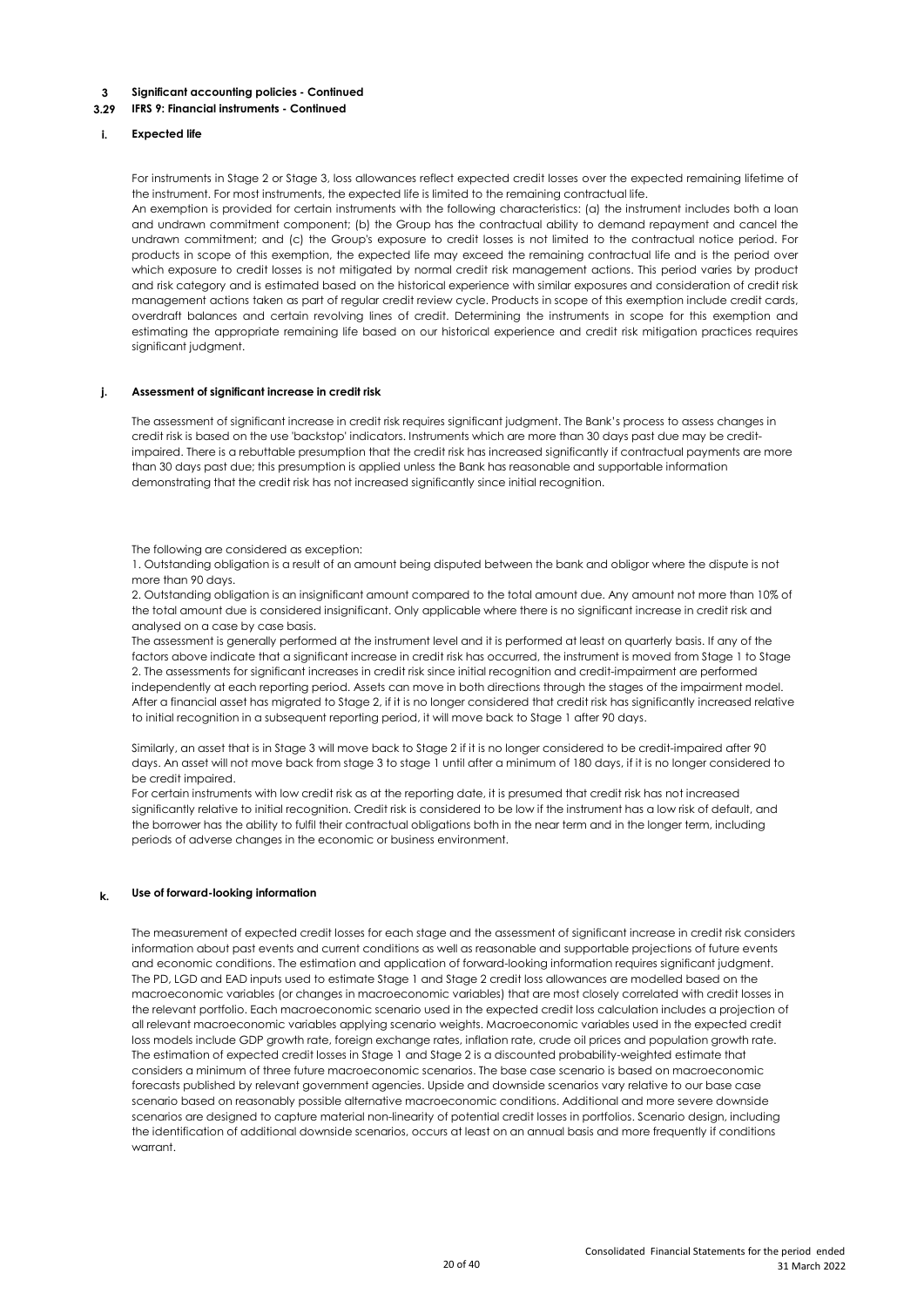## 3 Significant accounting policies - Continued

### 3.29 IFRS 9: Financial instruments - Continued

#### i. Expected life

For instruments in Stage 2 or Stage 3, loss allowances reflect expected credit losses over the expected remaining lifetime of the instrument. For most instruments, the expected life is limited to the remaining contractual life.
An exemption is provided for certain instruments with the following characteristics: (a) the instrument includes both a loan and undrawn commitment component; (b) the Group has the contractual ability to demand repayment and cancel the undrawn commitment; and (c) the Group's exposure to credit losses is not limited to the contractual notice period. For products in scope of this exemption, the expected life may exceed the remaining contractual life and is the period over which exposure to credit losses is not mitigated by normal credit risk management actions. This period varies by product and risk category and is estimated based on the historical experience with similar exposures and consideration of credit risk management actions taken as part of regular credit review cycle. Products in scope of this exemption include credit cards, overdraft balances and certain revolving lines of credit. Determining the instruments in scope for this exemption and estimating the appropriate remaining life based on our historical experience and credit risk mitigation practices requires significant judgment.

#### j. Assessment of significant increase in credit risk

The assessment of significant increase in credit risk requires significant judgment. The Bank's process to assess changes in credit risk is based on the use 'backstop' indicators. Instruments which are more than 30 days past due may be credit-impaired. There is a rebuttable presumption that the credit risk has increased significantly if contractual payments are more than 30 days past due; this presumption is applied unless the Bank has reasonable and supportable information demonstrating that the credit risk has not increased significantly since initial recognition.

The following are considered as exception:
1. Outstanding obligation is a result of an amount being disputed between the bank and obligor where the dispute is not more than 90 days.
2. Outstanding obligation is an insignificant amount compared to the total amount due. Any amount not more than 10% of the total amount due is considered insignificant. Only applicable where there is no significant increase in credit risk and analysed on a case by case basis.
The assessment is generally performed at the instrument level and it is performed at least on quarterly basis. If any of the factors above indicate that a significant increase in credit risk has occurred, the instrument is moved from Stage 1 to Stage 2. The assessments for significant increases in credit risk since initial recognition and credit-impairment are performed independently at each reporting period. Assets can move in both directions through the stages of the impairment model. After a financial asset has migrated to Stage 2, if it is no longer considered that credit risk has significantly increased relative to initial recognition in a subsequent reporting period, it will move back to Stage 1 after 90 days.

Similarly, an asset that is in Stage 3 will move back to Stage 2 if it is no longer considered to be credit-impaired after 90 days. An asset will not move back from stage 3 to stage 1 until after a minimum of 180 days, if it is no longer considered to be credit impaired.
For certain instruments with low credit risk as at the reporting date, it is presumed that credit risk has not increased significantly relative to initial recognition. Credit risk is considered to be low if the instrument has a low risk of default, and the borrower has the ability to fulfil their contractual obligations both in the near term and in the longer term, including periods of adverse changes in the economic or business environment.

#### k. Use of forward-looking information

The measurement of expected credit losses for each stage and the assessment of significant increase in credit risk considers information about past events and current conditions as well as reasonable and supportable projections of future events and economic conditions. The estimation and application of forward-looking information requires significant judgment. The PD, LGD and EAD inputs used to estimate Stage 1 and Stage 2 credit loss allowances are modelled based on the macroeconomic variables (or changes in macroeconomic variables) that are most closely correlated with credit losses in the relevant portfolio. Each macroeconomic scenario used in the expected credit loss calculation includes a projection of all relevant macroeconomic variables applying scenario weights. Macroeconomic variables used in the expected credit loss models include GDP growth rate, foreign exchange rates, inflation rate, crude oil prices and population growth rate. The estimation of expected credit losses in Stage 1 and Stage 2 is a discounted probability-weighted estimate that considers a minimum of three future macroeconomic scenarios. The base case scenario is based on macroeconomic forecasts published by relevant government agencies. Upside and downside scenarios vary relative to our base case scenario based on reasonably possible alternative macroeconomic conditions. Additional and more severe downside scenarios are designed to capture material non-linearity of potential credit losses in portfolios. Scenario design, including the identification of additional downside scenarios, occurs at least on an annual basis and more frequently if conditions warrant.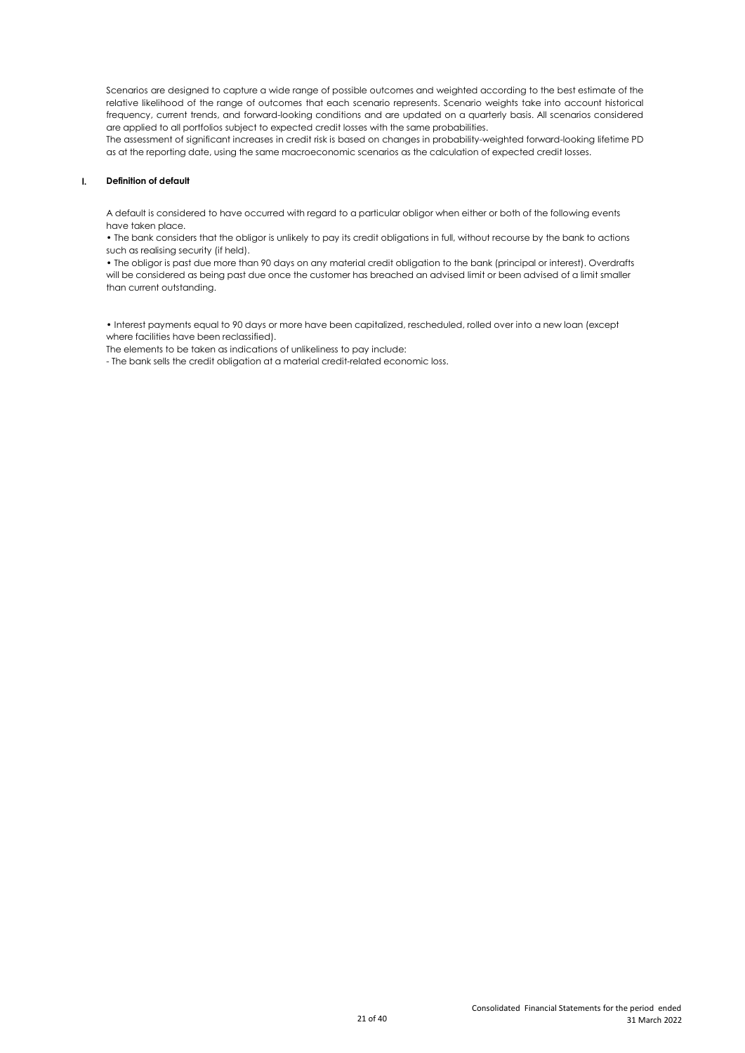Scenarios are designed to capture a wide range of possible outcomes and weighted according to the best estimate of the relative likelihood of the range of outcomes that each scenario represents. Scenario weights take into account historical frequency, current trends, and forward-looking conditions and are updated on a quarterly basis. All scenarios considered are applied to all portfolios subject to expected credit losses with the same probabilities.

The assessment of significant increases in credit risk is based on changes in probability-weighted forward-looking lifetime PD as at the reporting date, using the same macroeconomic scenarios as the calculation of expected credit losses.

### I. Definition of default

A default is considered to have occurred with regard to a particular obligor when either or both of the following events have taken place.

• The bank considers that the obligor is unlikely to pay its credit obligations in full, without recourse by the bank to actions such as realising security (if held).

• The obligor is past due more than 90 days on any material credit obligation to the bank (principal or interest). Overdrafts will be considered as being past due once the customer has breached an advised limit or been advised of a limit smaller than current outstanding.

• Interest payments equal to 90 days or more have been capitalized, rescheduled, rolled over into a new loan (except where facilities have been reclassified).

The elements to be taken as indications of unlikeliness to pay include:

- The bank sells the credit obligation at a material credit-related economic loss.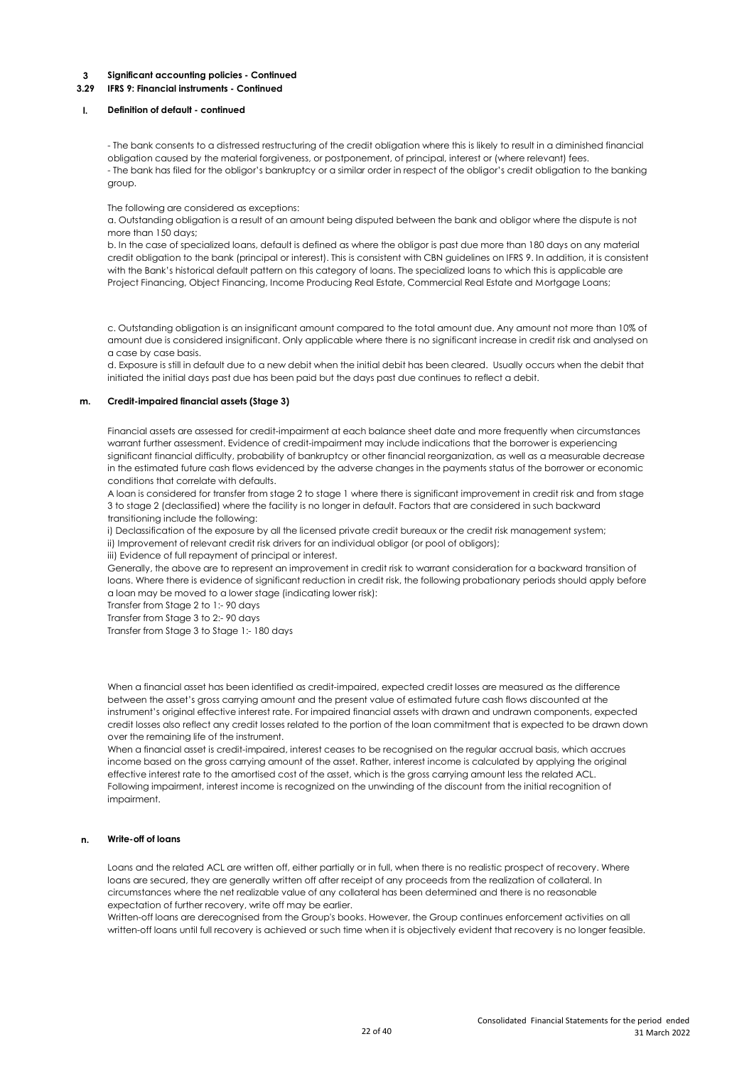## 3 Significant accounting policies - Continued

### 3.29 IFRS 9: Financial instruments - Continued

#### l. Definition of default - continued

- The bank consents to a distressed restructuring of the credit obligation where this is likely to result in a diminished financial obligation caused by the material forgiveness, or postponement, of principal, interest or (where relevant) fees.
- The bank has filed for the obligor's bankruptcy or a similar order in respect of the obligor's credit obligation to the banking group.

The following are considered as exceptions:

a. Outstanding obligation is a result of an amount being disputed between the bank and obligor where the dispute is not more than 150 days;

b. In the case of specialized loans, default is defined as where the obligor is past due more than 180 days on any material credit obligation to the bank (principal or interest). This is consistent with CBN guidelines on IFRS 9. In addition, it is consistent with the Bank's historical default pattern on this category of loans. The specialized loans to which this is applicable are Project Financing, Object Financing, Income Producing Real Estate, Commercial Real Estate and Mortgage Loans;

c. Outstanding obligation is an insignificant amount compared to the total amount due. Any amount not more than 10% of amount due is considered insignificant. Only applicable where there is no significant increase in credit risk and analysed on a case by case basis.

d. Exposure is still in default due to a new debit when the initial debit has been cleared. Usually occurs when the debit that initiated the initial days past due has been paid but the days past due continues to reflect a debit.

#### m. Credit-impaired financial assets (Stage 3)

Financial assets are assessed for credit-impairment at each balance sheet date and more frequently when circumstances warrant further assessment. Evidence of credit-impairment may include indications that the borrower is experiencing significant financial difficulty, probability of bankruptcy or other financial reorganization, as well as a measurable decrease in the estimated future cash flows evidenced by the adverse changes in the payments status of the borrower or economic conditions that correlate with defaults.

A loan is considered for transfer from stage 2 to stage 1 where there is significant improvement in credit risk and from stage 3 to stage 2 (declassified) where the facility is no longer in default. Factors that are considered in such backward transitioning include the following:

i) Declassification of the exposure by all the licensed private credit bureaux or the credit risk management system;
ii) Improvement of relevant credit risk drivers for an individual obligor (or pool of obligors);
iii) Evidence of full repayment of principal or interest.

Generally, the above are to represent an improvement in credit risk to warrant consideration for a backward transition of loans. Where there is evidence of significant reduction in credit risk, the following probationary periods should apply before a loan may be moved to a lower stage (indicating lower risk):

Transfer from Stage 2 to 1:- 90 days
Transfer from Stage 3 to 2:- 90 days
Transfer from Stage 3 to Stage 1:- 180 days

When a financial asset has been identified as credit-impaired, expected credit losses are measured as the difference between the asset's gross carrying amount and the present value of estimated future cash flows discounted at the instrument's original effective interest rate. For impaired financial assets with drawn and undrawn components, expected credit losses also reflect any credit losses related to the portion of the loan commitment that is expected to be drawn down over the remaining life of the instrument.

When a financial asset is credit-impaired, interest ceases to be recognised on the regular accrual basis, which accrues income based on the gross carrying amount of the asset. Rather, interest income is calculated by applying the original effective interest rate to the amortised cost of the asset, which is the gross carrying amount less the related ACL. Following impairment, interest income is recognized on the unwinding of the discount from the initial recognition of impairment.

#### n. Write-off of loans

Loans and the related ACL are written off, either partially or in full, when there is no realistic prospect of recovery. Where loans are secured, they are generally written off after receipt of any proceeds from the realization of collateral. In circumstances where the net realizable value of any collateral has been determined and there is no reasonable expectation of further recovery, write off may be earlier.

Written-off loans are derecognised from the Group's books. However, the Group continues enforcement activities on all written-off loans until full recovery is achieved or such time when it is objectively evident that recovery is no longer feasible.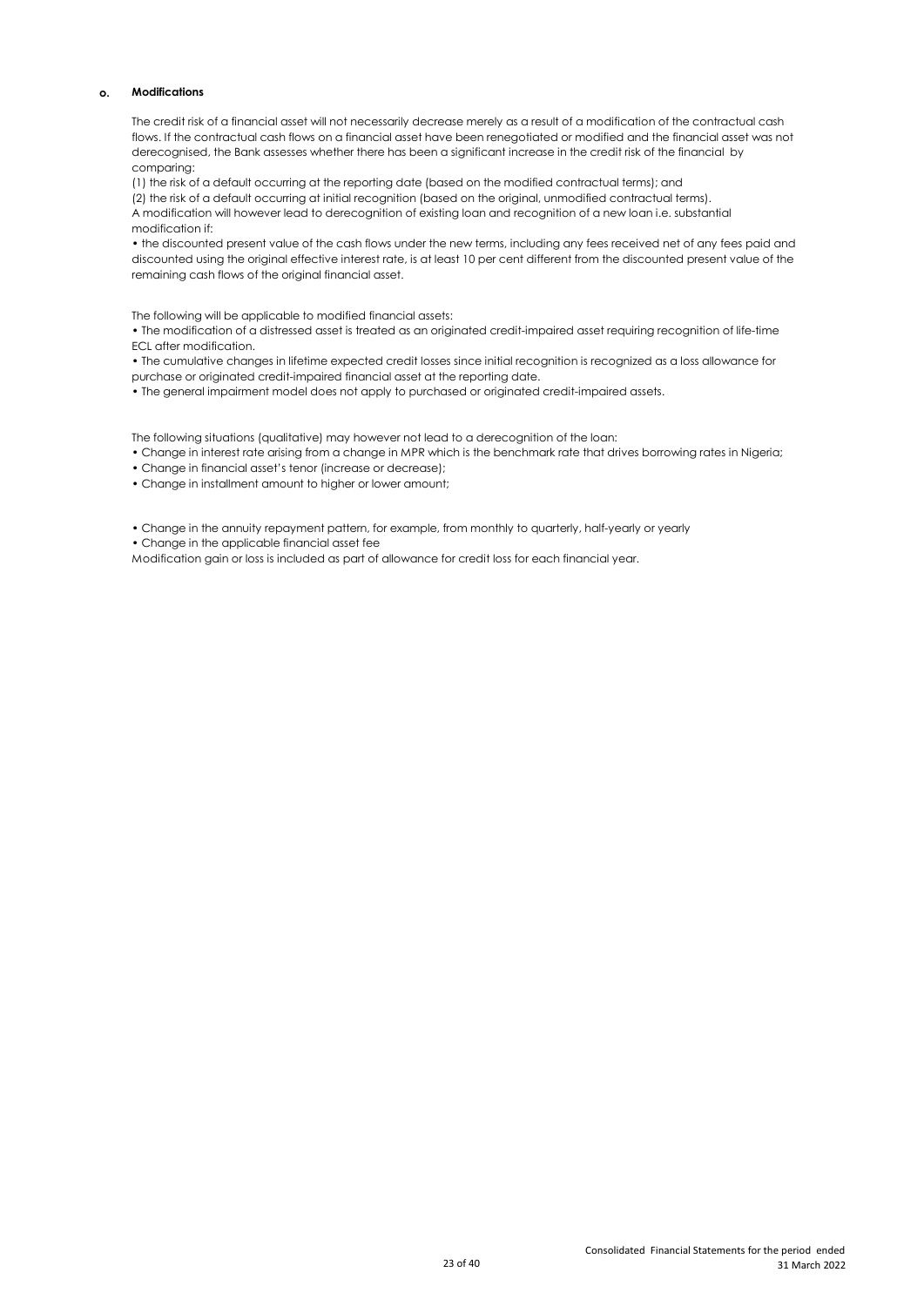### o. Modifications

The credit risk of a financial asset will not necessarily decrease merely as a result of a modification of the contractual cash flows. If the contractual cash flows on a financial asset have been renegotiated or modified and the financial asset was not derecognised, the Bank assesses whether there has been a significant increase in the credit risk of the financial by comparing:

(1) the risk of a default occurring at the reporting date (based on the modified contractual terms); and

(2) the risk of a default occurring at initial recognition (based on the original, unmodified contractual terms).

A modification will however lead to derecognition of existing loan and recognition of a new loan i.e. substantial modification if:

• the discounted present value of the cash flows under the new terms, including any fees received net of any fees paid and discounted using the original effective interest rate, is at least 10 per cent different from the discounted present value of the remaining cash flows of the original financial asset.

The following will be applicable to modified financial assets:

• The modification of a distressed asset is treated as an originated credit-impaired asset requiring recognition of life-time ECL after modification.

• The cumulative changes in lifetime expected credit losses since initial recognition is recognized as a loss allowance for purchase or originated credit-impaired financial asset at the reporting date.

• The general impairment model does not apply to purchased or originated credit-impaired assets.

The following situations (qualitative) may however not lead to a derecognition of the loan:

• Change in interest rate arising from a change in MPR which is the benchmark rate that drives borrowing rates in Nigeria;

• Change in financial asset's tenor (increase or decrease);

• Change in installment amount to higher or lower amount;

• Change in the annuity repayment pattern, for example, from monthly to quarterly, half-yearly or yearly

• Change in the applicable financial asset fee

Modification gain or loss is included as part of allowance for credit loss for each financial year.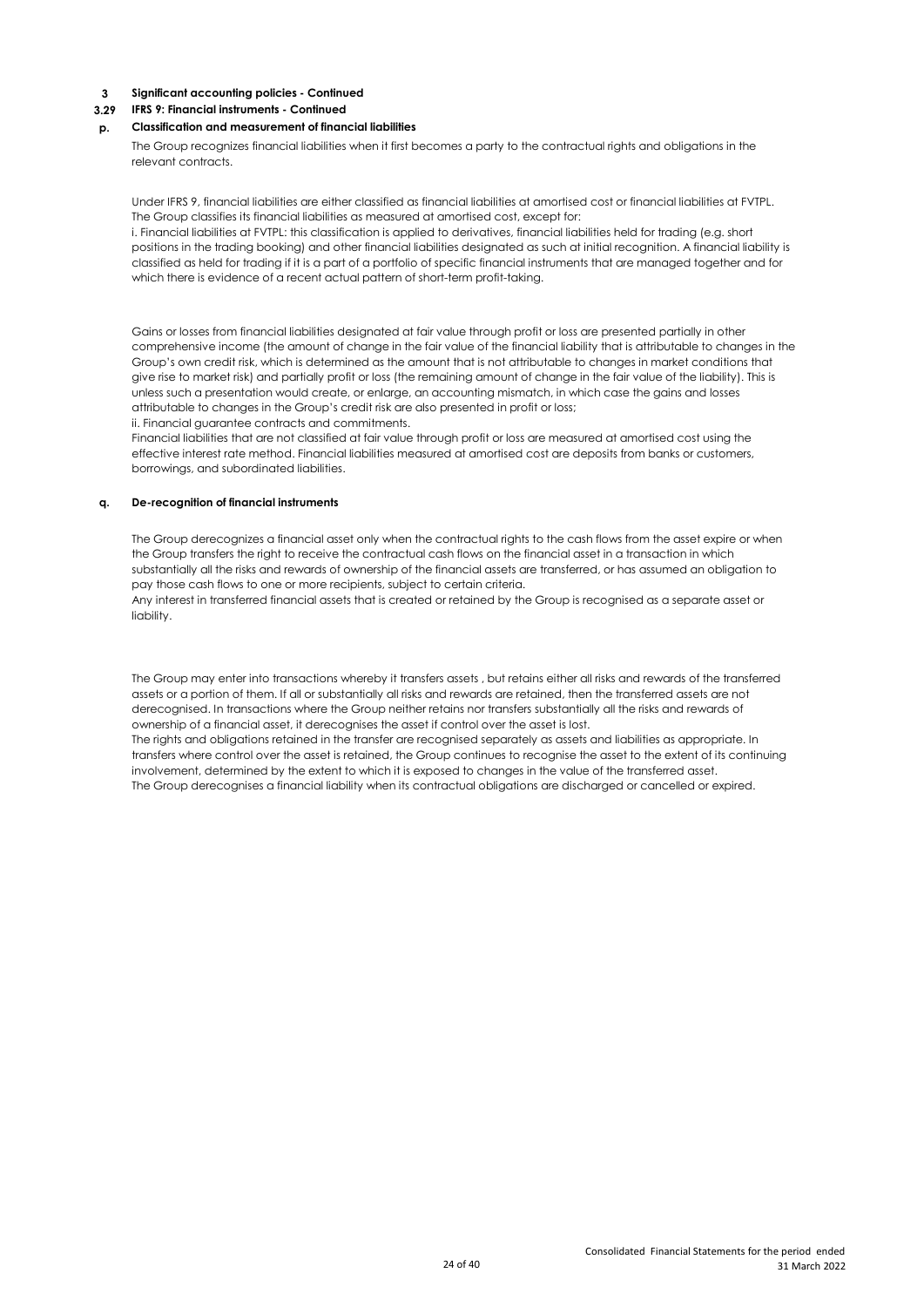**3 Significant accounting policies - Continued**

**3.29 IFRS 9: Financial instruments - Continued**

**p. Classification and measurement of financial liabilities**

The Group recognizes financial liabilities when it first becomes a party to the contractual rights and obligations in the relevant contracts.

Under IFRS 9, financial liabilities are either classified as financial liabilities at amortised cost or financial liabilities at FVTPL. The Group classifies its financial liabilities as measured at amortised cost, except for:

i. Financial liabilities at FVTPL: this classification is applied to derivatives, financial liabilities held for trading (e.g. short positions in the trading booking) and other financial liabilities designated as such at initial recognition. A financial liability is classified as held for trading if it is a part of a portfolio of specific financial instruments that are managed together and for which there is evidence of a recent actual pattern of short-term profit-taking.

Gains or losses from financial liabilities designated at fair value through profit or loss are presented partially in other comprehensive income (the amount of change in the fair value of the financial liability that is attributable to changes in the Group's own credit risk, which is determined as the amount that is not attributable to changes in market conditions that give rise to market risk) and partially profit or loss (the remaining amount of change in the fair value of the liability). This is unless such a presentation would create, or enlarge, an accounting mismatch, in which case the gains and losses attributable to changes in the Group's credit risk are also presented in profit or loss;

ii. Financial guarantee contracts and commitments.

Financial liabilities that are not classified at fair value through profit or loss are measured at amortised cost using the effective interest rate method. Financial liabilities measured at amortised cost are deposits from banks or customers, borrowings, and subordinated liabilities.

**q. De-recognition of financial instruments**

The Group derecognizes a financial asset only when the contractual rights to the cash flows from the asset expire or when the Group transfers the right to receive the contractual cash flows on the financial asset in a transaction in which substantially all the risks and rewards of ownership of the financial assets are transferred, or has assumed an obligation to pay those cash flows to one or more recipients, subject to certain criteria.

Any interest in transferred financial assets that is created or retained by the Group is recognised as a separate asset or liability.

The Group may enter into transactions whereby it transfers assets , but retains either all risks and rewards of the transferred assets or a portion of them. If all or substantially all risks and rewards are retained, then the transferred assets are not derecognised. In transactions where the Group neither retains nor transfers substantially all the risks and rewards of ownership of a financial asset, it derecognises the asset if control over the asset is lost.

The rights and obligations retained in the transfer are recognised separately as assets and liabilities as appropriate. In transfers where control over the asset is retained, the Group continues to recognise the asset to the extent of its continuing involvement, determined by the extent to which it is exposed to changes in the value of the transferred asset.

The Group derecognises a financial liability when its contractual obligations are discharged or cancelled or expired.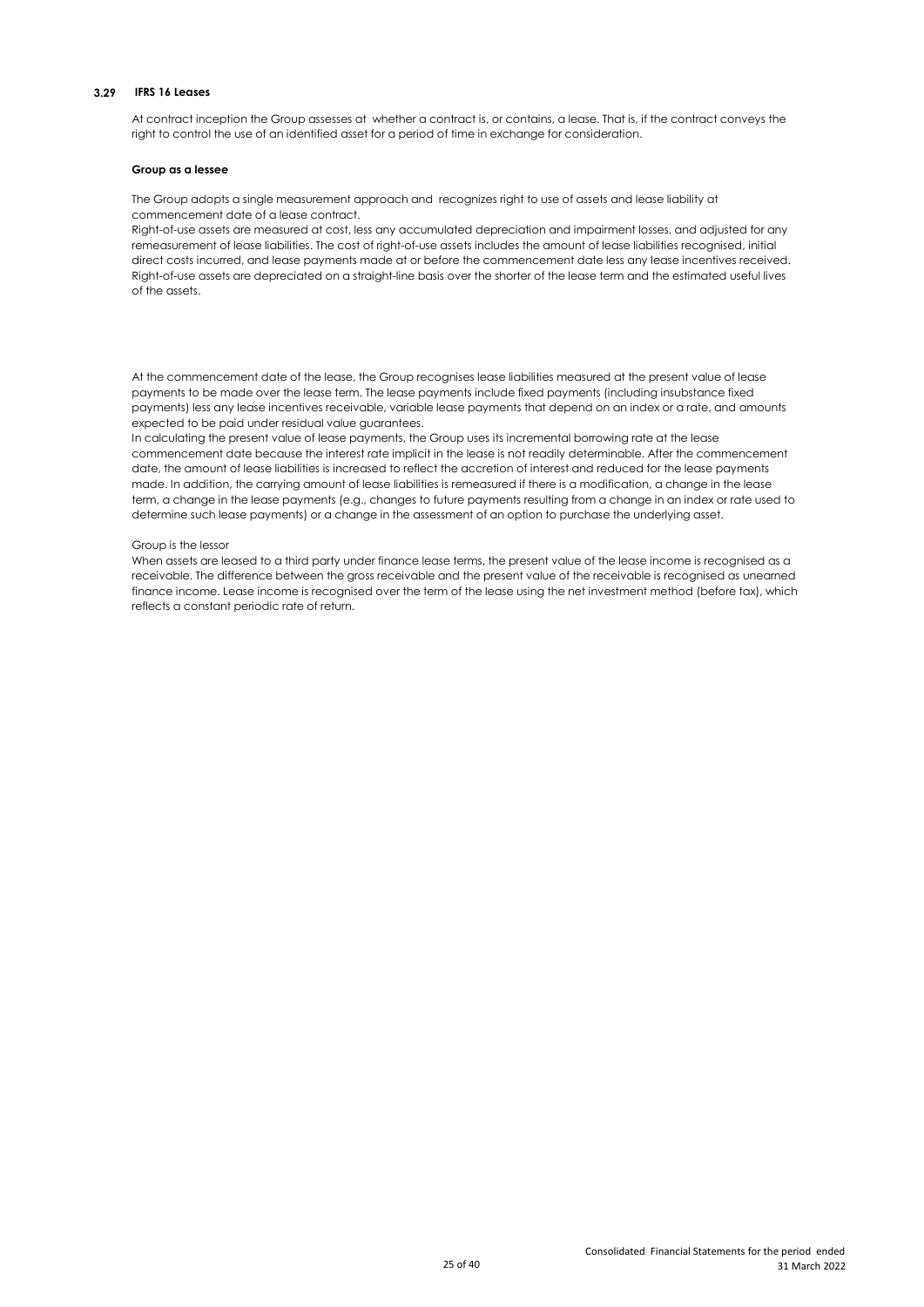### 3.29 IFRS 16 Leases

At contract inception the Group assesses at whether a contract is, or contains, a lease. That is, if the contract conveys the right to control the use of an identified asset for a period of time in exchange for consideration.

**Group as a lessee**

The Group adopts a single measurement approach and recognizes right to use of assets and lease liability at commencement date of a lease contract.

Right-of-use assets are measured at cost, less any accumulated depreciation and impairment losses, and adjusted for any remeasurement of lease liabilities. The cost of right-of-use assets includes the amount of lease liabilities recognised, initial direct costs incurred, and lease payments made at or before the commencement date less any lease incentives received. Right-of-use assets are depreciated on a straight-line basis over the shorter of the lease term and the estimated useful lives of the assets.

At the commencement date of the lease, the Group recognises lease liabilities measured at the present value of lease payments to be made over the lease term. The lease payments include fixed payments (including insubstance fixed payments) less any lease incentives receivable, variable lease payments that depend on an index or a rate, and amounts expected to be paid under residual value guarantees.

In calculating the present value of lease payments, the Group uses its incremental borrowing rate at the lease commencement date because the interest rate implicit in the lease is not readily determinable. After the commencement date, the amount of lease liabilities is increased to reflect the accretion of interest and reduced for the lease payments made. In addition, the carrying amount of lease liabilities is remeasured if there is a modification, a change in the lease term, a change in the lease payments (e.g., changes to future payments resulting from a change in an index or rate used to determine such lease payments) or a change in the assessment of an option to purchase the underlying asset.

Group is the lessor

When assets are leased to a third party under finance lease terms, the present value of the lease income is recognised as a receivable. The difference between the gross receivable and the present value of the receivable is recognised as unearned finance income. Lease income is recognised over the term of the lease using the net investment method (before tax), which reflects a constant periodic rate of return.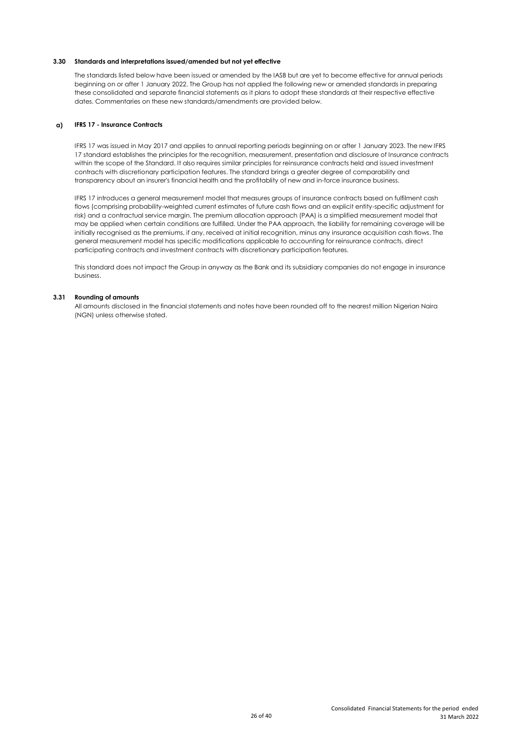### 3.30 Standards and interpretations issued/amended but not yet effective

The standards listed below have been issued or amended by the IASB but are yet to become effective for annual periods beginning on or after 1 January 2022. The Group has not applied the following new or amended standards in preparing these consolidated and separate financial statements as it plans to adopt these standards at their respective effective dates. Commentaries on these new standards/amendments are provided below.

#### a) IFRS 17 - Insurance Contracts

IFRS 17 was issued in May 2017 and applies to annual reporting periods beginning on or after 1 January 2023. The new IFRS 17 standard establishes the principles for the recognition, measurement, presentation and disclosure of Insurance contracts within the scope of the Standard. It also requires similar principles for reinsurance contracts held and issued investment contracts with discretionary participation features. The standard brings a greater degree of comparability and transparency about an insurer's financial health and the profitablity of new and in-force insurance business.

IFRS 17 introduces a general measurement model that measures groups of insurance contracts based on fulfilment cash flows (comprising probability-weighted current estimates of future cash flows and an explicit entity-specific adjustment for risk) and a contractual service margin. The premium allocation approach (PAA) is a simplified measurement model that may be applied when certain conditions are fulfilled. Under the PAA approach, the liability for remaining coverage will be initially recognised as the premiums, if any, received at initial recognition, minus any insurance acquisition cash flows. The general measurement model has specific modifications applicable to accounting for reinsurance contracts, direct participating contracts and investment contracts with discretionary participation features.

This standard does not impact the Group in anyway as the Bank and its subsidiary companies do not engage in insurance business.

### 3.31 Rounding of amounts

All amounts disclosed in the financial statements and notes have been rounded off to the nearest million Nigerian Naira (NGN) unless otherwise stated.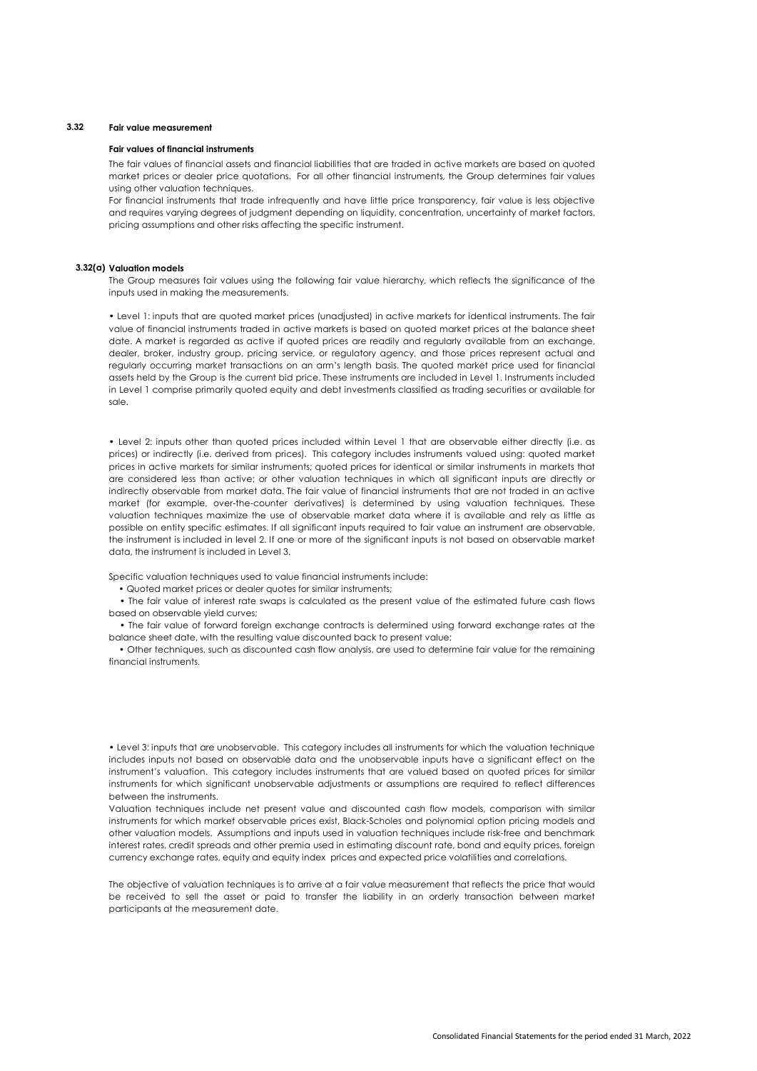## 3.32 Fair value measurement

### Fair values of financial instruments

The fair values of financial assets and financial liabilities that are traded in active markets are based on quoted market prices or dealer price quotations. For all other financial instruments, the Group determines fair values using other valuation techniques.

For financial instruments that trade infrequently and have little price transparency, fair value is less objective and requires varying degrees of judgment depending on liquidity, concentration, uncertainty of market factors, pricing assumptions and other risks affecting the specific instrument.

## 3.32(a) Valuation models

The Group measures fair values using the following fair value hierarchy, which reflects the significance of the inputs used in making the measurements.

• Level 1: inputs that are quoted market prices (unadjusted) in active markets for identical instruments. The fair value of financial instruments traded in active markets is based on quoted market prices at the balance sheet date. A market is regarded as active if quoted prices are readily and regularly available from an exchange, dealer, broker, industry group, pricing service, or regulatory agency, and those prices represent actual and regularly occurring market transactions on an arm's length basis. The quoted market price used for financial assets held by the Group is the current bid price. These instruments are included in Level 1. Instruments included in Level 1 comprise primarily quoted equity and debt investments classified as trading securities or available for sale.

• Level 2: inputs other than quoted prices included within Level 1 that are observable either directly (i.e. as prices) or indirectly (i.e. derived from prices). This category includes instruments valued using: quoted market prices in active markets for similar instruments; quoted prices for identical or similar instruments in markets that are considered less than active; or other valuation techniques in which all significant inputs are directly or indirectly observable from market data. The fair value of financial instruments that are not traded in an active market (for example, over-the-counter derivatives) is determined by using valuation techniques. These valuation techniques maximize the use of observable market data where it is available and rely as little as possible on entity specific estimates. If all significant inputs required to fair value an instrument are observable, the instrument is included in level 2. If one or more of the significant inputs is not based on observable market data, the instrument is included in Level 3.

Specific valuation techniques used to value financial instruments include:

- Quoted market prices or dealer quotes for similar instruments;
- The fair value of interest rate swaps is calculated as the present value of the estimated future cash flows based on observable yield curves;
- The fair value of forward foreign exchange contracts is determined using forward exchange rates at the balance sheet date, with the resulting value discounted back to present value;
- Other techniques, such as discounted cash flow analysis, are used to determine fair value for the remaining financial instruments.

• Level 3: inputs that are unobservable. This category includes all instruments for which the valuation technique includes inputs not based on observable data and the unobservable inputs have a significant effect on the instrument's valuation. This category includes instruments that are valued based on quoted prices for similar instruments for which significant unobservable adjustments or assumptions are required to reflect differences between the instruments.

Valuation techniques include net present value and discounted cash flow models, comparison with similar instruments for which market observable prices exist, Black-Scholes and polynomial option pricing models and other valuation models. Assumptions and inputs used in valuation techniques include risk-free and benchmark interest rates, credit spreads and other premia used in estimating discount rate, bond and equity prices, foreign currency exchange rates, equity and equity index prices and expected price volatilities and correlations.

The objective of valuation techniques is to arrive at a fair value measurement that reflects the price that would be received to sell the asset or paid to transfer the liability in an orderly transaction between market participants at the measurement date.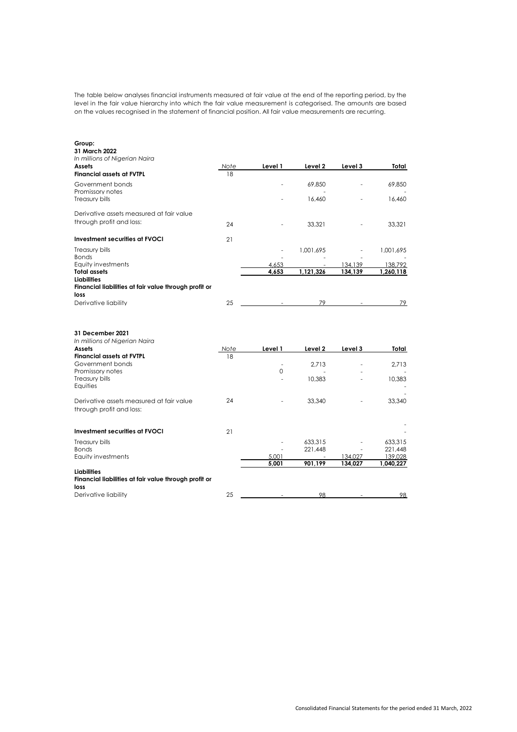The table below analyses financial instruments measured at fair value at the end of the reporting period, by the level in the fair value hierarchy into which the fair value measurement is categorised. The amounts are based on the values recognised in the statement of financial position. All fair value measurements are recurring.

**Group:**
**31 March 2022**
*In millions of Nigerian Naira*

| **Assets** | *Note* | **Level 1** | **Level 2** | **Level 3** | **Total** |
|---|---|---|---|---|---|
| **Financial assets at FVTPL** | 18 | | | | |
| Government bonds | | - | 69,850 | - | 69,850 |
| Promissory notes | | | - | | - |
| Treasury bills | | - | 16,460 | - | 16,460 |
| Derivative assets measured at fair value through profit and loss: | 24 | - | 33,321 | - | 33,321 |
| **Investment securities at FVOCI** | 21 | | | | |
| Treasury bills | | - | 1,001,695 | - | 1,001,695 |
| Bonds | | - | - | - | - |
| Equity investments | | 4,653 | - | 134,139 | 138,792 |
| **Total assets** | | **4,653** | **1,121,326** | **134,139** | **1,260,118** |
| **Liabilities** | | | | | |
| **Financial liabilities at fair value through profit or loss** | | | | | |
| Derivative liability | 25 | - | 79 | - | 79 |

**31 December 2021**
*In millions of Nigerian Naira*

| **Assets** | *Note* | **Level 1** | **Level 2** | **Level 3** | **Total** |
|---|---|---|---|---|---|
| **Financial assets at FVTPL** | 18 | | | | |
| Government bonds | | - | 2,713 | - | 2,713 |
| Promissory notes | | 0 | - | - | - |
| Treasury bills | | - | 10,383 | - | 10,383 |
| Equities | | | | | - |
| | | | | | - |
| Derivative assets measured at fair value through profit and loss: | 24 | - | 33,340 | - | 33,340 |
| | | | | | - |
| **Investment securities at FVOCI** | 21 | | | | - |
| Treasury bills | | - | 633,315 | - | 633,315 |
| Bonds | | - | 221,448 | - | 221,448 |
| Equity investments | | 5,001 | - | 134,027 | 139,028 |
| | | **5,001** | **901,199** | **134,027** | **1,040,227** |
| **Liabilities** | | | | | |
| **Financial liabilities at fair value through profit or loss** | | | | | |
| Derivative liability | 25 | - | 98 | - | 98 |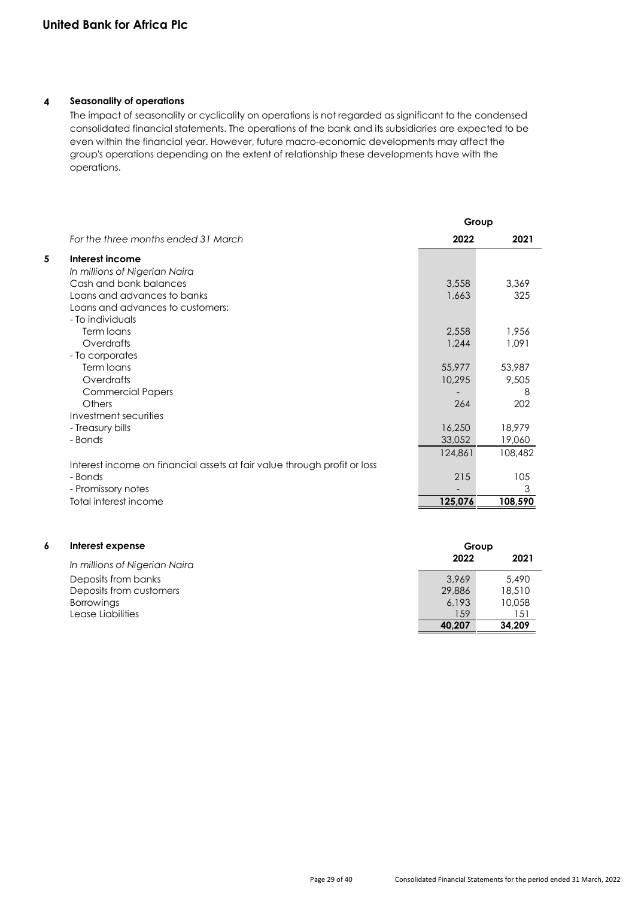## 4 Seasonality of operations

The impact of seasonality or cyclicality on operations is not regarded as significant to the condensed consolidated financial statements. The operations of the bank and its subsidiaries are expected to be even within the financial year. However, future macro-economic developments may affect the group's operations depending on the extent of relationship these developments have with the operations.

## 5 Interest income

| *For the three months ended 31 March* | Group | |
|---|---|---|
| | **2022** | **2021** |
| *In millions of Nigerian Naira* | | |
| Cash and bank balances | 3,558 | 3,369 |
| Loans and advances to banks | 1,663 | 325 |
| Loans and advances to customers: | | |
| - To individuals | | |
| Term loans | 2,558 | 1,956 |
| Overdrafts | 1,244 | 1,091 |
| - To corporates | | |
| Term loans | 55,977 | 53,987 |
| Overdrafts | 10,295 | 9,505 |
| Commercial Papers | - | 8 |
| Others | 264 | 202 |
| Investment securities | | |
| - Treasury bills | 16,250 | 18,979 |
| - Bonds | 33,052 | 19,060 |
| | 124,861 | 108,482 |
| Interest income on financial assets at fair value through profit or loss | | |
| - Bonds | 215 | 105 |
| - Promissory notes | - | 3 |
| Total interest income | **125,076** | **108,590** |

## 6 Interest expense

| *In millions of Nigerian Naira* | Group | |
|---|---|---|
| | **2022** | **2021** |
| Deposits from banks | 3,969 | 5,490 |
| Deposits from customers | 29,886 | 18,510 |
| Borrowings | 6,193 | 10,058 |
| Lease Liabilities | 159 | 151 |
| | **40,207** | **34,209** |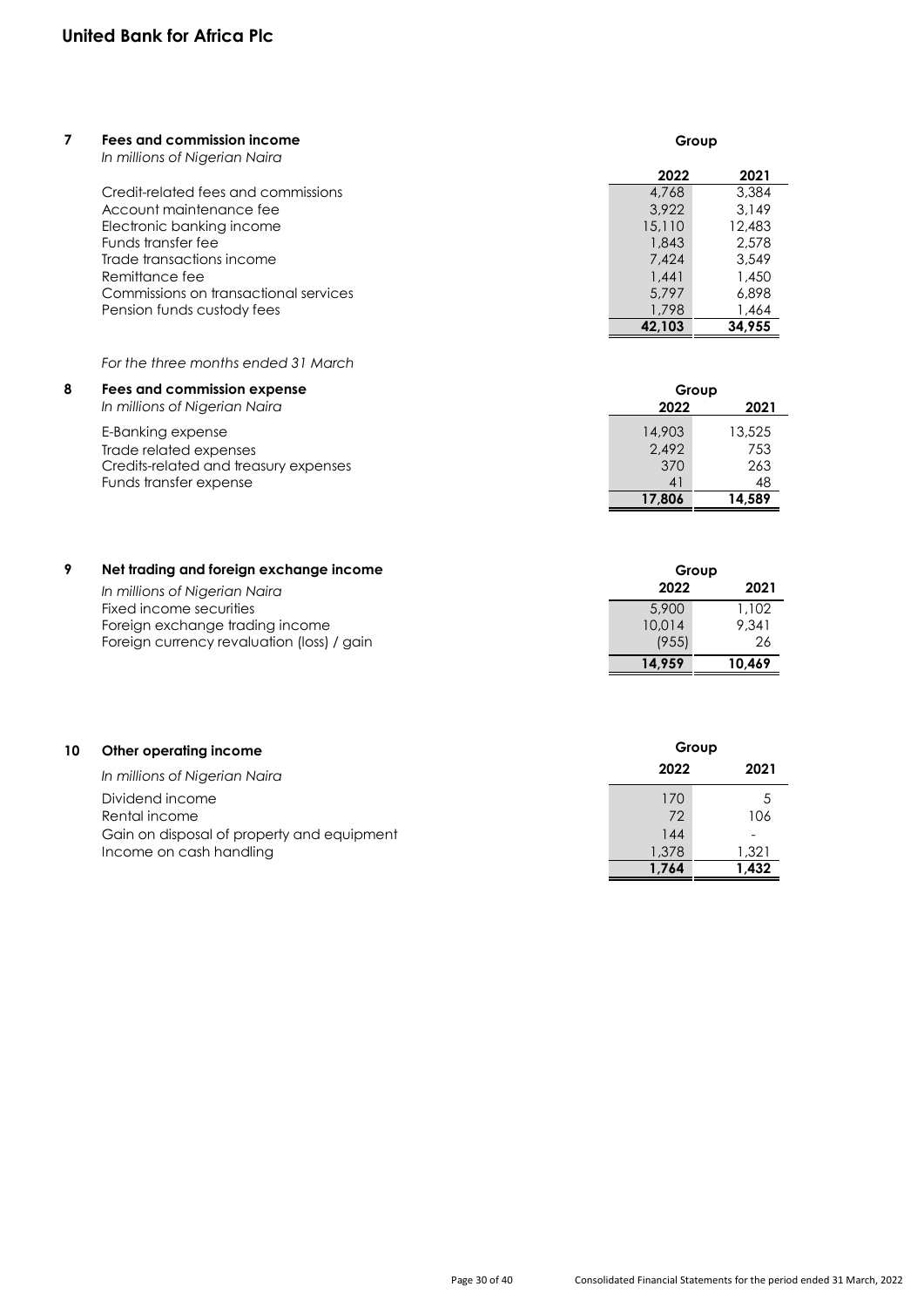**United Bank for Africa Plc**

## 7 Fees and commission income

*In millions of Nigerian Naira*

| | Group | |
|---|---|---|
| | **2022** | **2021** |
| Credit-related fees and commissions | 4,768 | 3,384 |
| Account maintenance fee | 3,922 | 3,149 |
| Electronic banking income | 15,110 | 12,483 |
| Funds transfer fee | 1,843 | 2,578 |
| Trade transactions income | 7,424 | 3,549 |
| Remittance fee | 1,441 | 1,450 |
| Commissions on transactional services | 5,797 | 6,898 |
| Pension funds custody fees | 1,798 | 1,464 |
| | **42,103** | **34,955** |

*For the three months ended 31 March*

## 8 Fees and commission expense

*In millions of Nigerian Naira*

| | Group | |
|---|---|---|
| | **2022** | **2021** |
| E-Banking expense | 14,903 | 13,525 |
| Trade related expenses | 2,492 | 753 |
| Credits-related and treasury expenses | 370 | 263 |
| Funds transfer expense | 41 | 48 |
| | **17,806** | **14,589** |

## 9 Net trading and foreign exchange income

*In millions of Nigerian Naira*

| | Group | |
|---|---|---|
| | **2022** | **2021** |
| Fixed income securities | 5,900 | 1,102 |
| Foreign exchange trading income | 10,014 | 9,341 |
| Foreign currency revaluation (loss) / gain | (955) | 26 |
| | **14,959** | **10,469** |

## 10 Other operating income

*In millions of Nigerian Naira*

| | Group | |
|---|---|---|
| | **2022** | **2021** |
| Dividend income | 170 | 5 |
| Rental income | 72 | 106 |
| Gain on disposal of property and equipment | 144 | - |
| Income on cash handling | 1,378 | 1,321 |
| | **1,764** | **1,432** |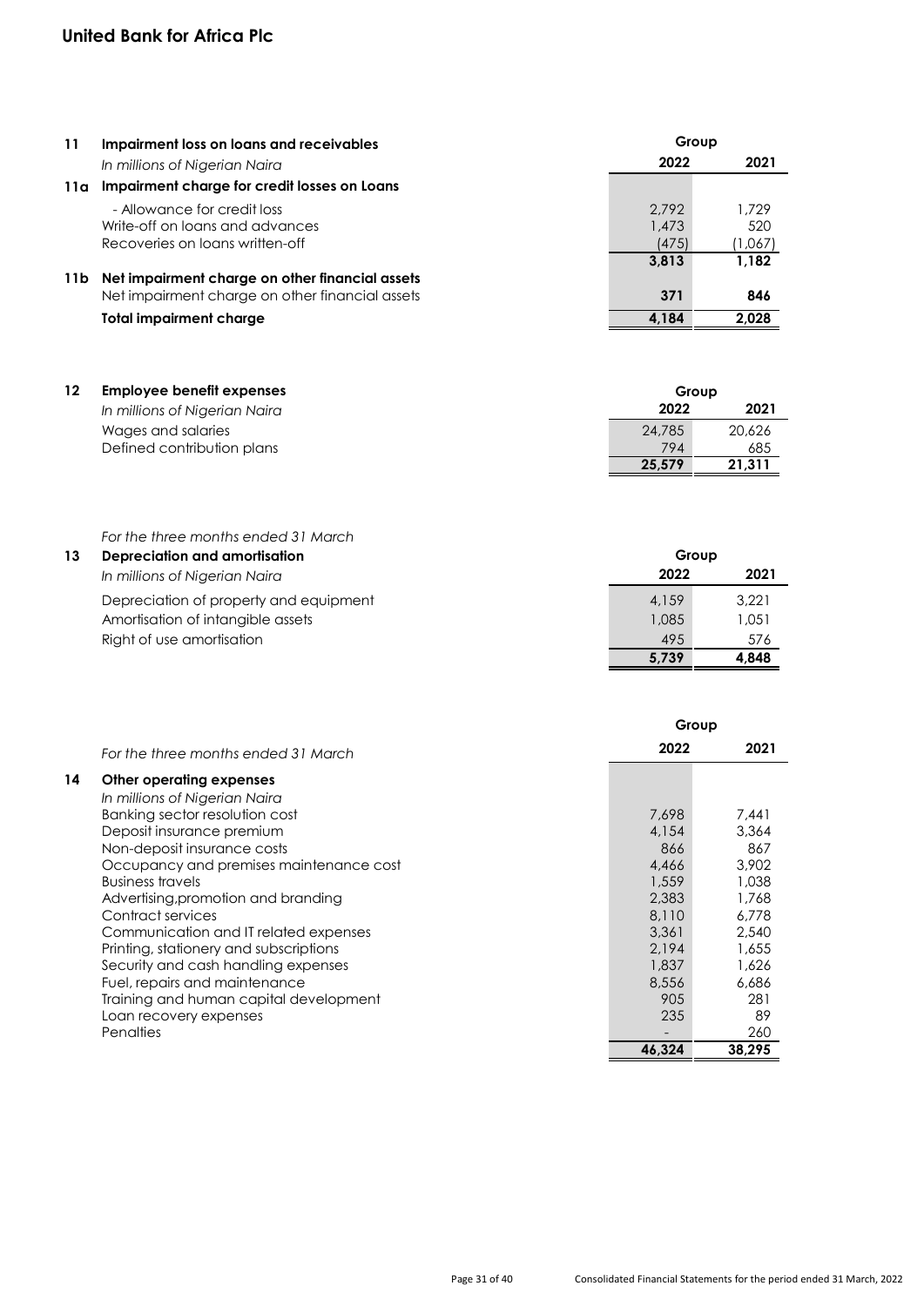## 11 Impairment loss on loans and receivables

| *In millions of Nigerian Naira* | Group 2022 | Group 2021 |
|---|---|---|
| **11a Impairment charge for credit losses on Loans** | | |
| - Allowance for credit loss | 2,792 | 1,729 |
| Write-off on loans and advances | 1,473 | 520 |
| Recoveries on loans written-off | (475) | (1,067) |
| | **3,813** | **1,182** |
| **11b Net impairment charge on other financial assets** | | |
| Net impairment charge on other financial assets | **371** | **846** |
| **Total impairment charge** | **4,184** | **2,028** |

## 12 Employee benefit expenses

| *In millions of Nigerian Naira* | Group 2022 | Group 2021 |
|---|---|---|
| Wages and salaries | 24,785 | 20,626 |
| Defined contribution plans | 794 | 685 |
| | **25,579** | **21,311** |

*For the three months ended 31 March*

## 13 Depreciation and amortisation

| *In millions of Nigerian Naira* | Group 2022 | Group 2021 |
|---|---|---|
| Depreciation of property and equipment | 4,159 | 3,221 |
| Amortisation of intangible assets | 1,085 | 1,051 |
| Right of use amortisation | 495 | 576 |
| | **5,739** | **4,848** |

*For the three months ended 31 March*

## 14 Other operating expenses

| *In millions of Nigerian Naira* | Group 2022 | Group 2021 |
|---|---|---|
| Banking sector resolution cost | 7,698 | 7,441 |
| Deposit insurance premium | 4,154 | 3,364 |
| Non-deposit insurance costs | 866 | 867 |
| Occupancy and premises maintenance cost | 4,466 | 3,902 |
| Business travels | 1,559 | 1,038 |
| Advertising,promotion and branding | 2,383 | 1,768 |
| Contract services | 8,110 | 6,778 |
| Communication and IT related expenses | 3,361 | 2,540 |
| Printing, stationery and subscriptions | 2,194 | 1,655 |
| Security and cash handling expenses | 1,837 | 1,626 |
| Fuel, repairs and maintenance | 8,556 | 6,686 |
| Training and human capital development | 905 | 281 |
| Loan recovery expenses | 235 | 89 |
| Penalties | - | 260 |
| | **46,324** | **38,295** |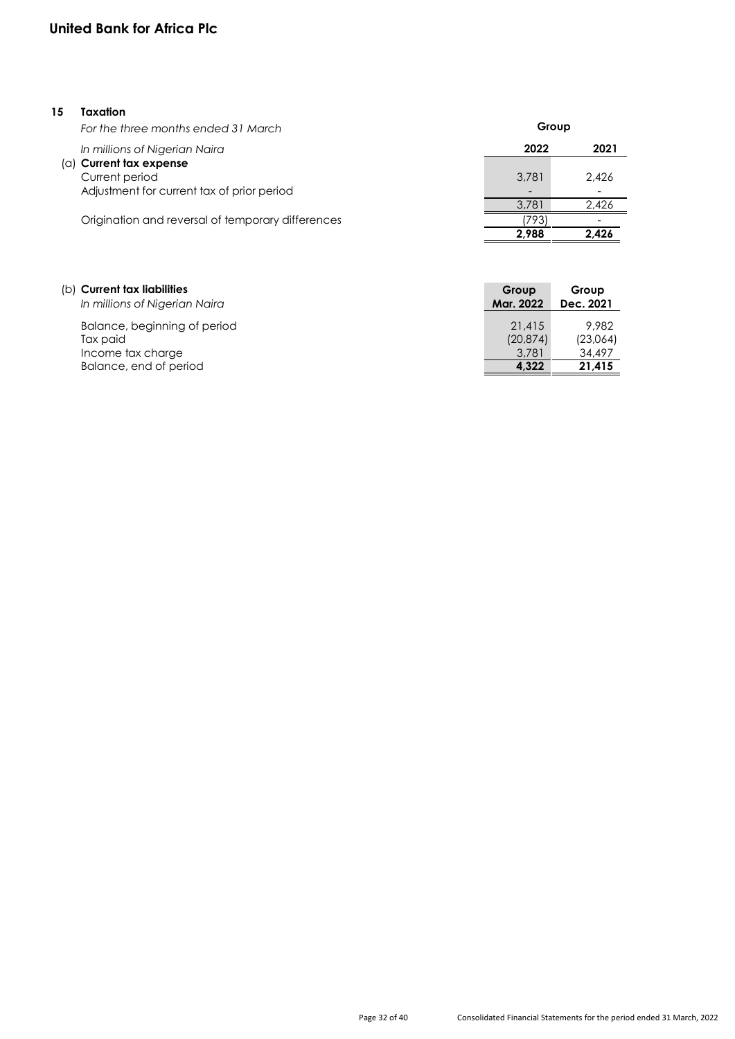## 15 Taxation

| *For the three months ended 31 March* | Group | |
|---|---|---|
| *In millions of Nigerian Naira* | **2022** | **2021** |
| **(a) Current tax expense** | | |
| Current period | 3,781 | 2,426 |
| Adjustment for current tax of prior period | - | - |
| | 3,781 | 2,426 |
| Origination and reversal of temporary differences | (793) | - |
| | **2,988** | **2,426** |

| **(b) Current tax liabilities**<br>*In millions of Nigerian Naira* | **Group**<br>**Mar. 2022** | **Group**<br>**Dec. 2021** |
|---|---|---|
| Balance, beginning of period | 21,415 | 9,982 |
| Tax paid | (20,874) | (23,064) |
| Income tax charge | 3,781 | 34,497 |
| Balance, end of period | **4,322** | **21,415** |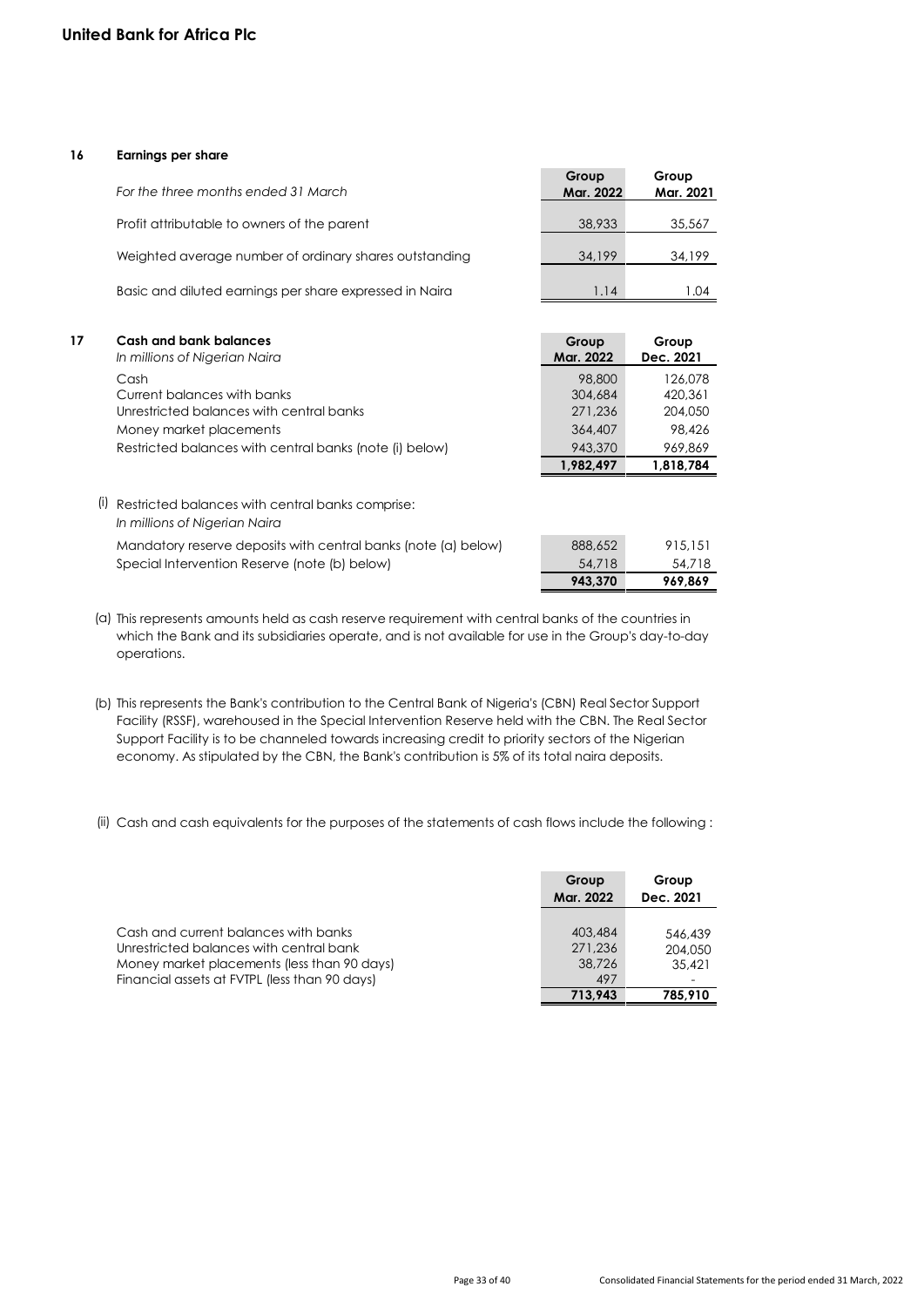**United Bank for Africa Plc**

## 16 Earnings per share

| *For the three months ended 31 March* | Group Mar. 2022 | Group Mar. 2021 |
|---|---|---|
| Profit attributable to owners of the parent | 38,933 | 35,567 |
| Weighted average number of ordinary shares outstanding | 34,199 | 34,199 |
| Basic and diluted earnings per share expressed in Naira | 1.14 | 1.04 |

## 17 Cash and bank balances

| *In millions of Nigerian Naira* | Group Mar. 2022 | Group Dec. 2021 |
|---|---|---|
| Cash | 98,800 | 126,078 |
| Current balances with banks | 304,684 | 420,361 |
| Unrestricted balances with central banks | 271,236 | 204,050 |
| Money market placements | 364,407 | 98,426 |
| Restricted balances with central banks (note (i) below) | 943,370 | 969,869 |
| | **1,982,497** | **1,818,784** |

(i) Restricted balances with central banks comprise:
*In millions of Nigerian Naira*

| | Group Mar. 2022 | Group Dec. 2021 |
|---|---|---|
| Mandatory reserve deposits with central banks (note (a) below) | 888,652 | 915,151 |
| Special Intervention Reserve (note (b) below) | 54,718 | 54,718 |
| | **943,370** | **969,869** |

(a) This represents amounts held as cash reserve requirement with central banks of the countries in which the Bank and its subsidiaries operate, and is not available for use in the Group's day-to-day operations.

(b) This represents the Bank's contribution to the Central Bank of Nigeria's (CBN) Real Sector Support Facility (RSSF), warehoused in the Special Intervention Reserve held with the CBN. The Real Sector Support Facility is to be channeled towards increasing credit to priority sectors of the Nigerian economy. As stipulated by the CBN, the Bank's contribution is 5% of its total naira deposits.

(ii) Cash and cash equivalents for the purposes of the statements of cash flows include the following :

| | Group Mar. 2022 | Group Dec. 2021 |
|---|---|---|
| Cash and current balances with banks | 403,484 | 546,439 |
| Unrestricted balances with central bank | 271,236 | 204,050 |
| Money market placements (less than 90 days) | 38,726 | 35,421 |
| Financial assets at FVTPL (less than 90 days) | 497 | - |
| | **713,943** | **785,910** |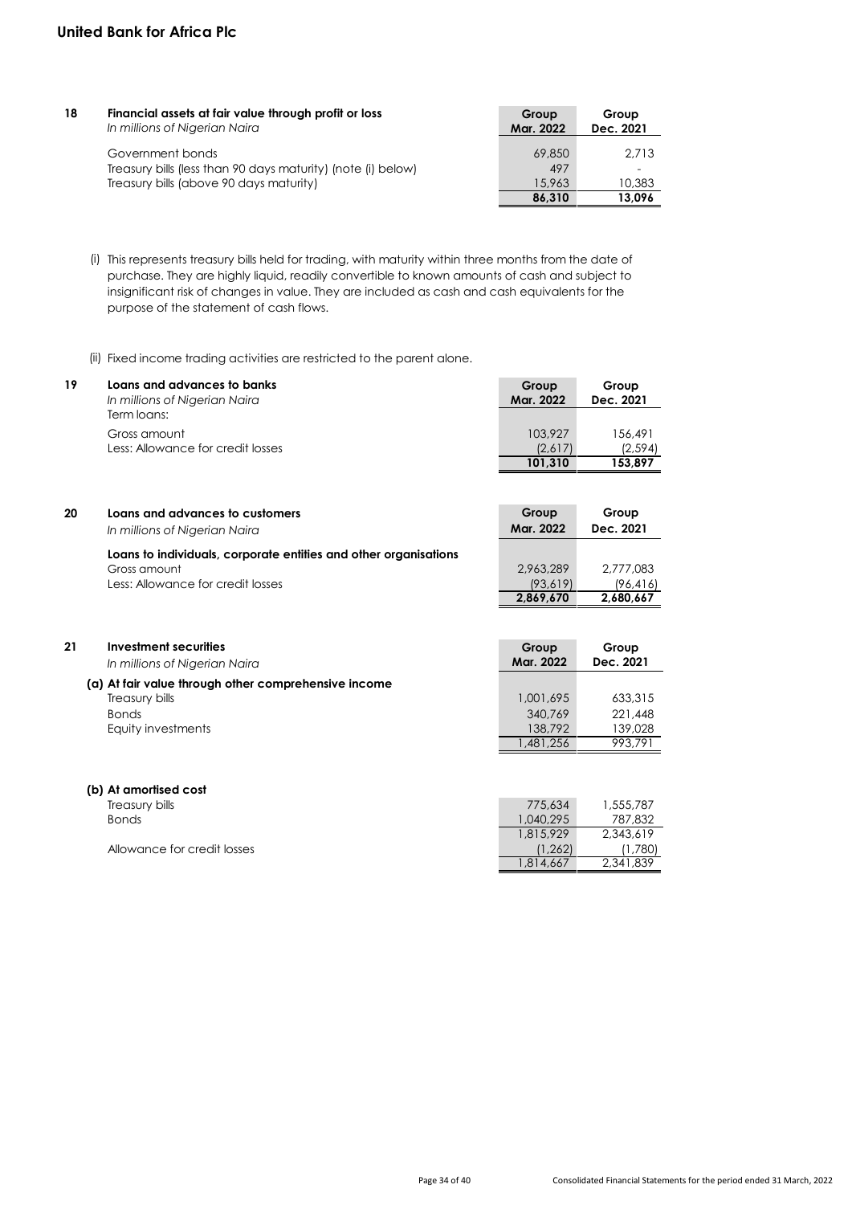**United Bank for Africa Plc**

### 18 Financial assets at fair value through profit or loss

| *In millions of Nigerian Naira* | Group Mar. 2022 | Group Dec. 2021 |
|---|---|---|
| Government bonds | 69,850 | 2,713 |
| Treasury bills (less than 90 days maturity) (note (i) below) | 497 | - |
| Treasury bills (above 90 days maturity) | 15,963 | 10,383 |
| | **86,310** | **13,096** |

(i) This represents treasury bills held for trading, with maturity within three months from the date of purchase. They are highly liquid, readily convertible to known amounts of cash and subject to insignificant risk of changes in value. They are included as cash and cash equivalents for the purpose of the statement of cash flows.

(ii) Fixed income trading activities are restricted to the parent alone.

### 19 Loans and advances to banks

| *In millions of Nigerian Naira* | Group Mar. 2022 | Group Dec. 2021 |
|---|---|---|
| Term loans: | | |
| Gross amount | 103,927 | 156,491 |
| Less: Allowance for credit losses | (2,617) | (2,594) |
| | **101,310** | **153,897** |

### 20 Loans and advances to customers

| *In millions of Nigerian Naira* | Group Mar. 2022 | Group Dec. 2021 |
|---|---|---|
| **Loans to individuals, corporate entities and other organisations** | | |
| Gross amount | 2,963,289 | 2,777,083 |
| Less: Allowance for credit losses | (93,619) | (96,416) |
| | **2,869,670** | **2,680,667** |

### 21 Investment securities

| *In millions of Nigerian Naira* | Group Mar. 2022 | Group Dec. 2021 |
|---|---|---|
| **(a) At fair value through other comprehensive income** | | |
| Treasury bills | 1,001,695 | 633,315 |
| Bonds | 340,769 | 221,448 |
| Equity investments | 138,792 | 139,028 |
| | 1,481,256 | 993,791 |
| | | |
| **(b) At amortised cost** | | |
| Treasury bills | 775,634 | 1,555,787 |
| Bonds | 1,040,295 | 787,832 |
| | 1,815,929 | 2,343,619 |
| Allowance for credit losses | (1,262) | (1,780) |
| | 1,814,667 | 2,341,839 |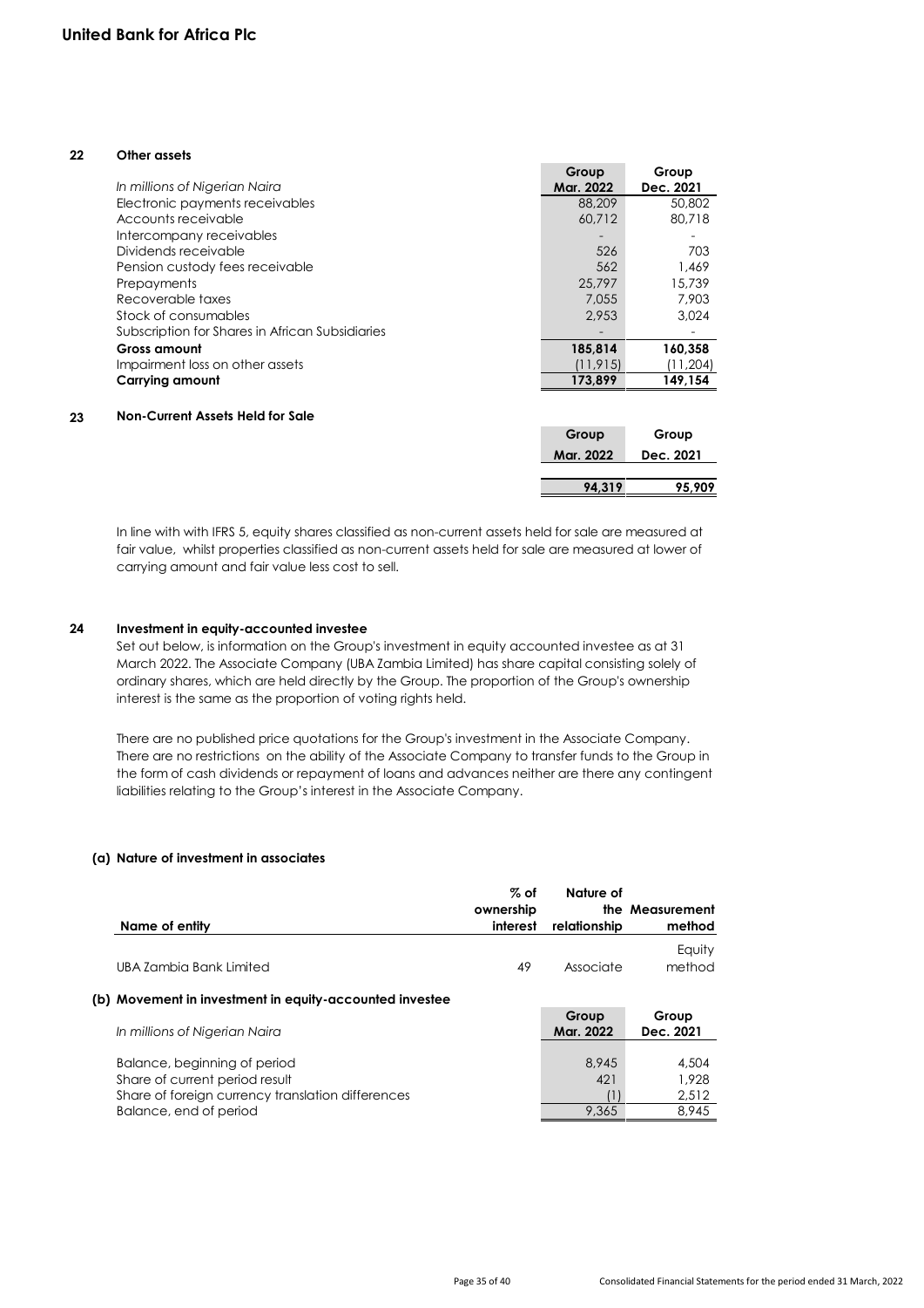**United Bank for Africa Plc**

## 22 Other assets

| *In millions of Nigerian Naira* | Group Mar. 2022 | Group Dec. 2021 |
|---|---|---|
| Electronic payments receivables | 88,209 | 50,802 |
| Accounts receivable | 60,712 | 80,718 |
| Intercompany receivables | - | - |
| Dividends receivable | 526 | 703 |
| Pension custody fees receivable | 562 | 1,469 |
| Prepayments | 25,797 | 15,739 |
| Recoverable taxes | 7,055 | 7,903 |
| Stock of consumables | 2,953 | 3,024 |
| Subscription for Shares in African Subsidiaries | - | - |
| **Gross amount** | **185,814** | **160,358** |
| Impairment loss on other assets | (11,915) | (11,204) |
| **Carrying amount** | **173,899** | **149,154** |

## 23 Non-Current Assets Held for Sale

| | Group Mar. 2022 | Group Dec. 2021 |
|---|---|---|
| | **94,319** | **95,909** |

In line with with IFRS 5, equity shares classified as non-current assets held for sale are measured at fair value, whilst properties classified as non-current assets held for sale are measured at lower of carrying amount and fair value less cost to sell.

## 24 Investment in equity-accounted investee

Set out below, is information on the Group's investment in equity accounted investee as at 31 March 2022. The Associate Company (UBA Zambia Limited) has share capital consisting solely of ordinary shares, which are held directly by the Group. The proportion of the Group's ownership interest is the same as the proportion of voting rights held.

There are no published price quotations for the Group's investment in the Associate Company. There are no restrictions on the ability of the Associate Company to transfer funds to the Group in the form of cash dividends or repayment of loans and advances neither are there any contingent liabilities relating to the Group's interest in the Associate Company.

### (a) Nature of investment in associates

| Name of entity | % of ownership interest | Nature of the relationship | Measurement method |
|---|---|---|---|
| UBA Zambia Bank Limited | 49 | Associate | Equity method |

### (b) Movement in investment in equity-accounted investee

| *In millions of Nigerian Naira* | Group Mar. 2022 | Group Dec. 2021 |
|---|---|---|
| Balance, beginning of period | 8,945 | 4,504 |
| Share of current period result | 421 | 1,928 |
| Share of foreign currency translation differences | (1) | 2,512 |
| Balance, end of period | 9,365 | 8,945 |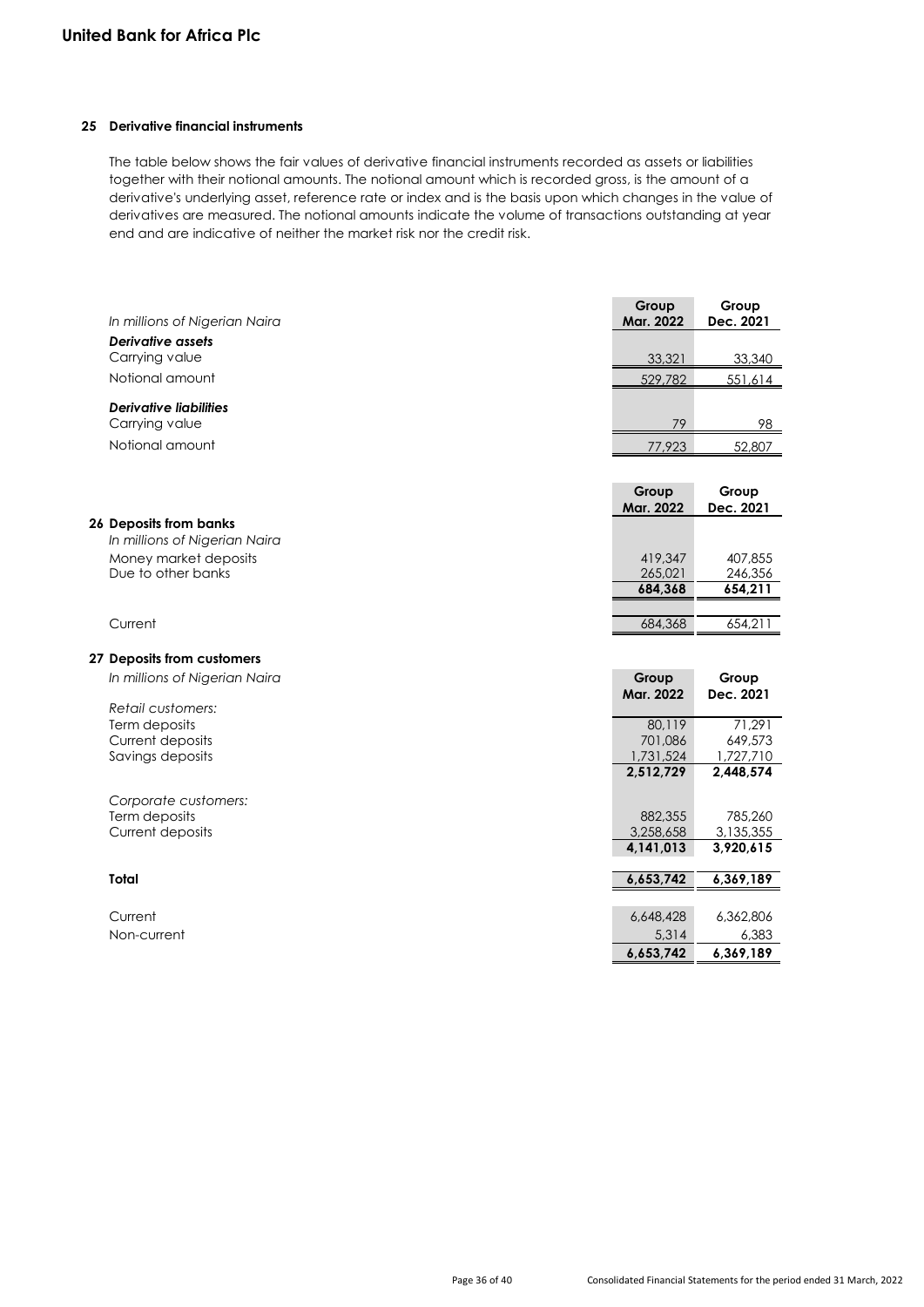## 25 Derivative financial instruments

The table below shows the fair values of derivative financial instruments recorded as assets or liabilities together with their notional amounts. The notional amount which is recorded gross, is the amount of a derivative's underlying asset, reference rate or index and is the basis upon which changes in the value of derivatives are measured. The notional amounts indicate the volume of transactions outstanding at year end and are indicative of neither the market risk nor the credit risk.

| *In millions of Nigerian Naira* | Group Mar. 2022 | Group Dec. 2021 |
|---|---|---|
| ***Derivative assets*** | | |
| Carrying value | 33,321 | 33,340 |
| Notional amount | 529,782 | 551,614 |
| ***Derivative liabilities*** | | |
| Carrying value | 79 | 98 |
| Notional amount | 77,923 | 52,807 |

## 26 Deposits from banks

| *In millions of Nigerian Naira* | Group Mar. 2022 | Group Dec. 2021 |
|---|---|---|
| Money market deposits | 419,347 | 407,855 |
| Due to other banks | 265,021 | 246,356 |
| | **684,368** | **654,211** |
| Current | 684,368 | 654,211 |

## 27 Deposits from customers

| *In millions of Nigerian Naira* | Group Mar. 2022 | Group Dec. 2021 |
|---|---|---|
| *Retail customers:* | | |
| Term deposits | 80,119 | 71,291 |
| Current deposits | 701,086 | 649,573 |
| Savings deposits | 1,731,524 | 1,727,710 |
| | **2,512,729** | **2,448,574** |
| *Corporate customers:* | | |
| Term deposits | 882,355 | 785,260 |
| Current deposits | 3,258,658 | 3,135,355 |
| | **4,141,013** | **3,920,615** |
| **Total** | **6,653,742** | **6,369,189** |
| Current | 6,648,428 | 6,362,806 |
| Non-current | 5,314 | 6,383 |
| | **6,653,742** | **6,369,189** |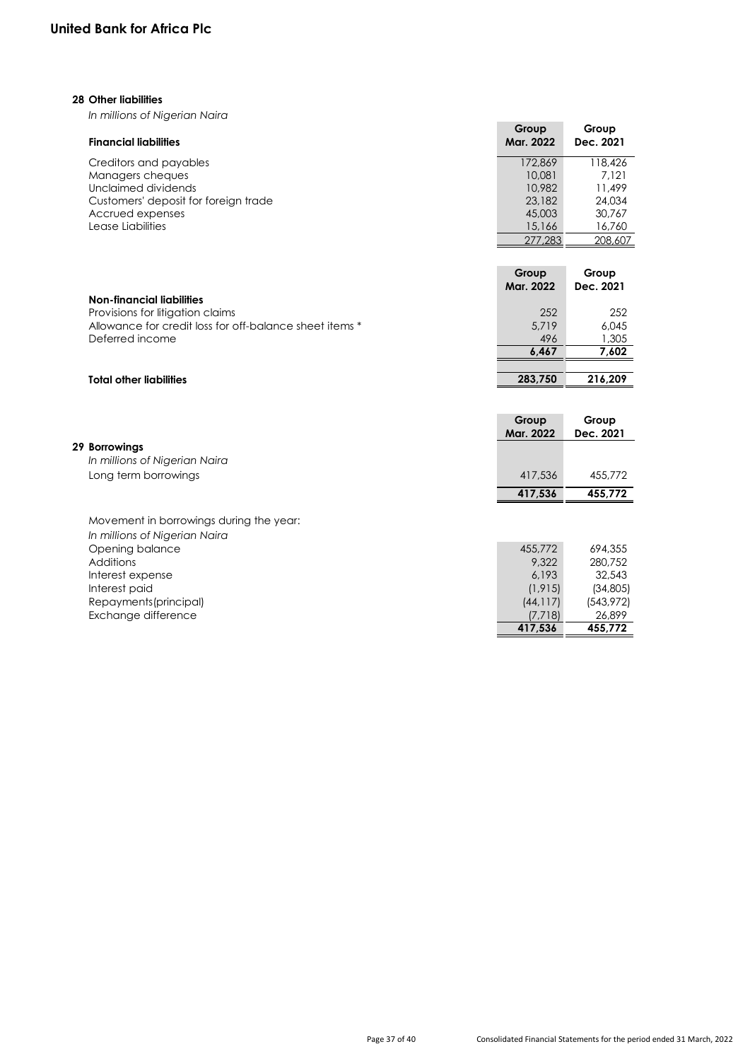## 28 Other liabilities

*In millions of Nigerian Naira*

| Financial liabilities | Group Mar. 2022 | Group Dec. 2021 |
|---|---|---|
| Creditors and payables | 172,869 | 118,426 |
| Managers cheques | 10,081 | 7,121 |
| Unclaimed dividends | 10,982 | 11,499 |
| Customers' deposit for foreign trade | 23,182 | 24,034 |
| Accrued expenses | 45,003 | 30,767 |
| Lease Liabilities | 15,166 | 16,760 |
| | 277,283 | 208,607 |

| | Group Mar. 2022 | Group Dec. 2021 |
|---|---|---|
| **Non-financial liabilities** | | |
| Provisions for litigation claims | 252 | 252 |
| Allowance for credit loss for off-balance sheet items * | 5,719 | 6,045 |
| Deferred income | 496 | 1,305 |
| | **6,467** | **7,602** |
| | | |
| **Total other liabilities** | **283,750** | **216,209** |

## 29 Borrowings

*In millions of Nigerian Naira*

| | Group Mar. 2022 | Group Dec. 2021 |
|---|---|---|
| Long term borrowings | 417,536 | 455,772 |
| | **417,536** | **455,772** |

Movement in borrowings during the year:

*In millions of Nigerian Naira*

| | Group Mar. 2022 | Group Dec. 2021 |
|---|---|---|
| Opening balance | 455,772 | 694,355 |
| Additions | 9,322 | 280,752 |
| Interest expense | 6,193 | 32,543 |
| Interest paid | (1,915) | (34,805) |
| Repayments(principal) | (44,117) | (543,972) |
| Exchange difference | (7,718) | 26,899 |
| | **417,536** | **455,772** |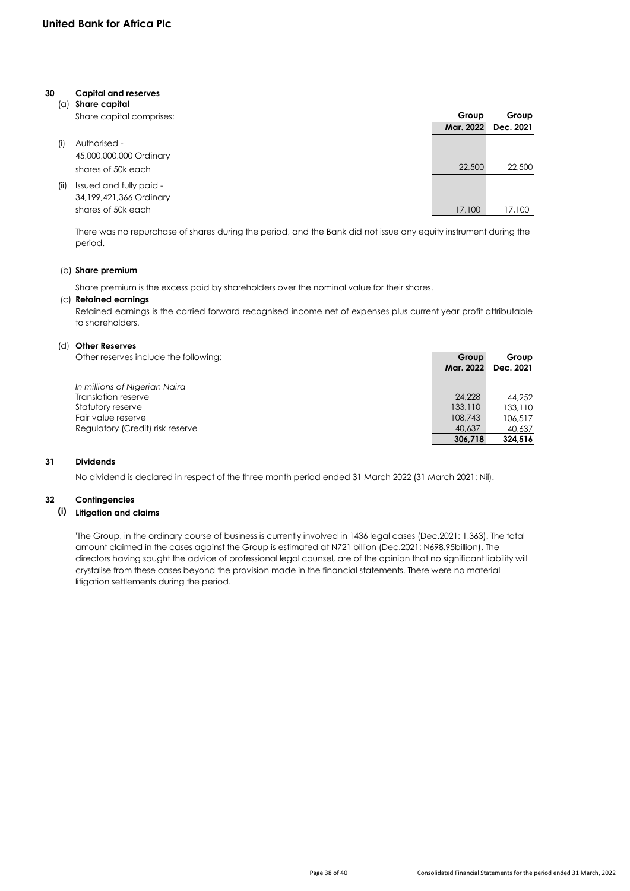United Bank for Africa Plc

## 30 Capital and reserves

### (a) Share capital

Share capital comprises:

| | | Group Mar. 2022 | Group Dec. 2021 |
|---|---|---|---|
| (i) | Authorised - 45,000,000,000 Ordinary shares of 50k each | 22,500 | 22,500 |
| (ii) | Issued and fully paid - 34,199,421,366 Ordinary shares of 50k each | 17,100 | 17,100 |

There was no repurchase of shares during the period, and the Bank did not issue any equity instrument during the period.

### (b) Share premium

Share premium is the excess paid by shareholders over the nominal value for their shares.

### (c) Retained earnings

Retained earnings is the carried forward recognised income net of expenses plus current year profit attributable to shareholders.

### (d) Other Reserves

Other reserves include the following:

| | Group Mar. 2022 | Group Dec. 2021 |
|---|---|---|
| *In millions of Nigerian Naira* | | |
| Translation reserve | 24,228 | 44,252 |
| Statutory reserve | 133,110 | 133,110 |
| Fair value reserve | 108,743 | 106,517 |
| Regulatory (Credit) risk reserve | 40,637 | 40,637 |
| | **306,718** | **324,516** |

## 31 Dividends

No dividend is declared in respect of the three month period ended 31 March 2022 (31 March 2021: Nil).

## 32 Contingencies

### (i) Litigation and claims

'The Group, in the ordinary course of business is currently involved in 1436 legal cases (Dec.2021: 1,363). The total amount claimed in the cases against the Group is estimated at N721 billion (Dec.2021: N698.95billion). The directors having sought the advice of professional legal counsel, are of the opinion that no significant liability will crystalise from these cases beyond the provision made in the financial statements. There were no material litigation settlements during the period.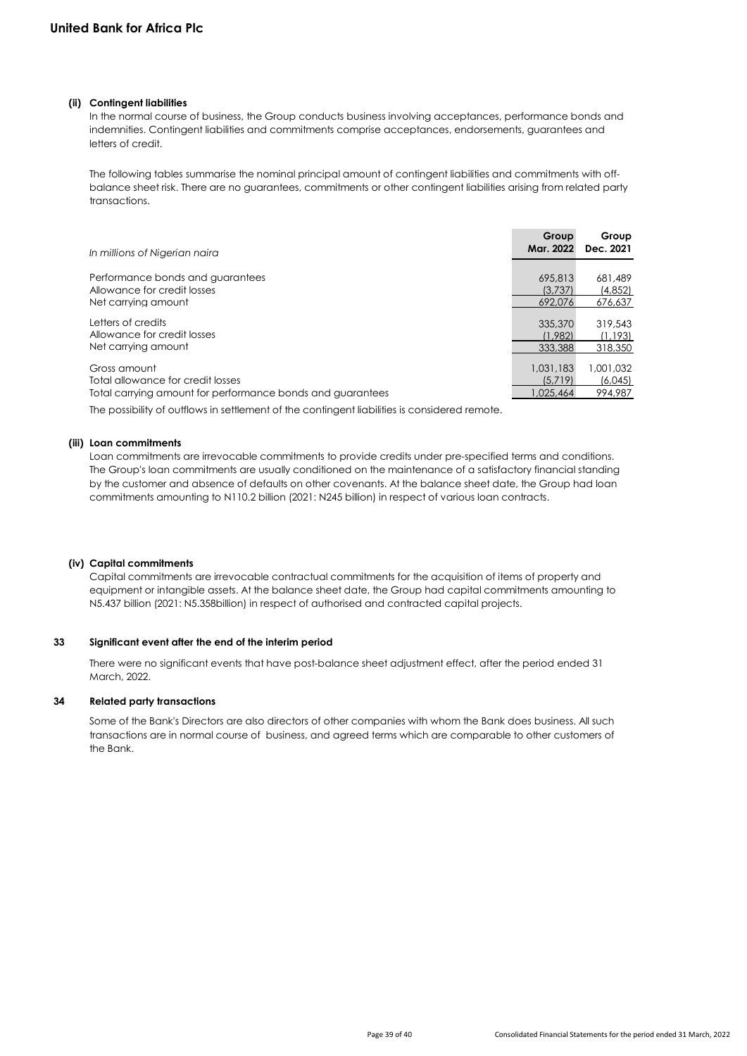#### (ii) Contingent liabilities

In the normal course of business, the Group conducts business involving acceptances, performance bonds and indemnities. Contingent liabilities and commitments comprise acceptances, endorsements, guarantees and letters of credit.

The following tables summarise the nominal principal amount of contingent liabilities and commitments with off-balance sheet risk. There are no guarantees, commitments or other contingent liabilities arising from related party transactions.

| *In millions of Nigerian naira* | Group Mar. 2022 | Group Dec. 2021 |
|---|---|---|
| Performance bonds and guarantees | 695,813 | 681,489 |
| Allowance for credit losses | (3,737) | (4,852) |
| Net carrying amount | 692,076 | 676,637 |
| Letters of credits | 335,370 | 319,543 |
| Allowance for credit losses | (1,982) | (1,193) |
| Net carrying amount | 333,388 | 318,350 |
| Gross amount | 1,031,183 | 1,001,032 |
| Total allowance for credit losses | (5,719) | (6,045) |
| Total carrying amount for performance bonds and guarantees | 1,025,464 | 994,987 |

The possibility of outflows in settlement of the contingent liabilities is considered remote.

#### (iii) Loan commitments

Loan commitments are irrevocable commitments to provide credits under pre-specified terms and conditions. The Group's loan commitments are usually conditioned on the maintenance of a satisfactory financial standing by the customer and absence of defaults on other covenants. At the balance sheet date, the Group had loan commitments amounting to N110.2 billion (2021: N245 billion) in respect of various loan contracts.

#### (iv) Capital commitments

Capital commitments are irrevocable contractual commitments for the acquisition of items of property and equipment or intangible assets. At the balance sheet date, the Group had capital commitments amounting to N5.437 billion (2021: N5.358billion) in respect of authorised and contracted capital projects.

### 33 Significant event after the end of the interim period

There were no significant events that have post-balance sheet adjustment effect, after the period ended 31 March, 2022.

### 34 Related party transactions

Some of the Bank's Directors are also directors of other companies with whom the Bank does business. All such transactions are in normal course of business, and agreed terms which are comparable to other customers of the Bank.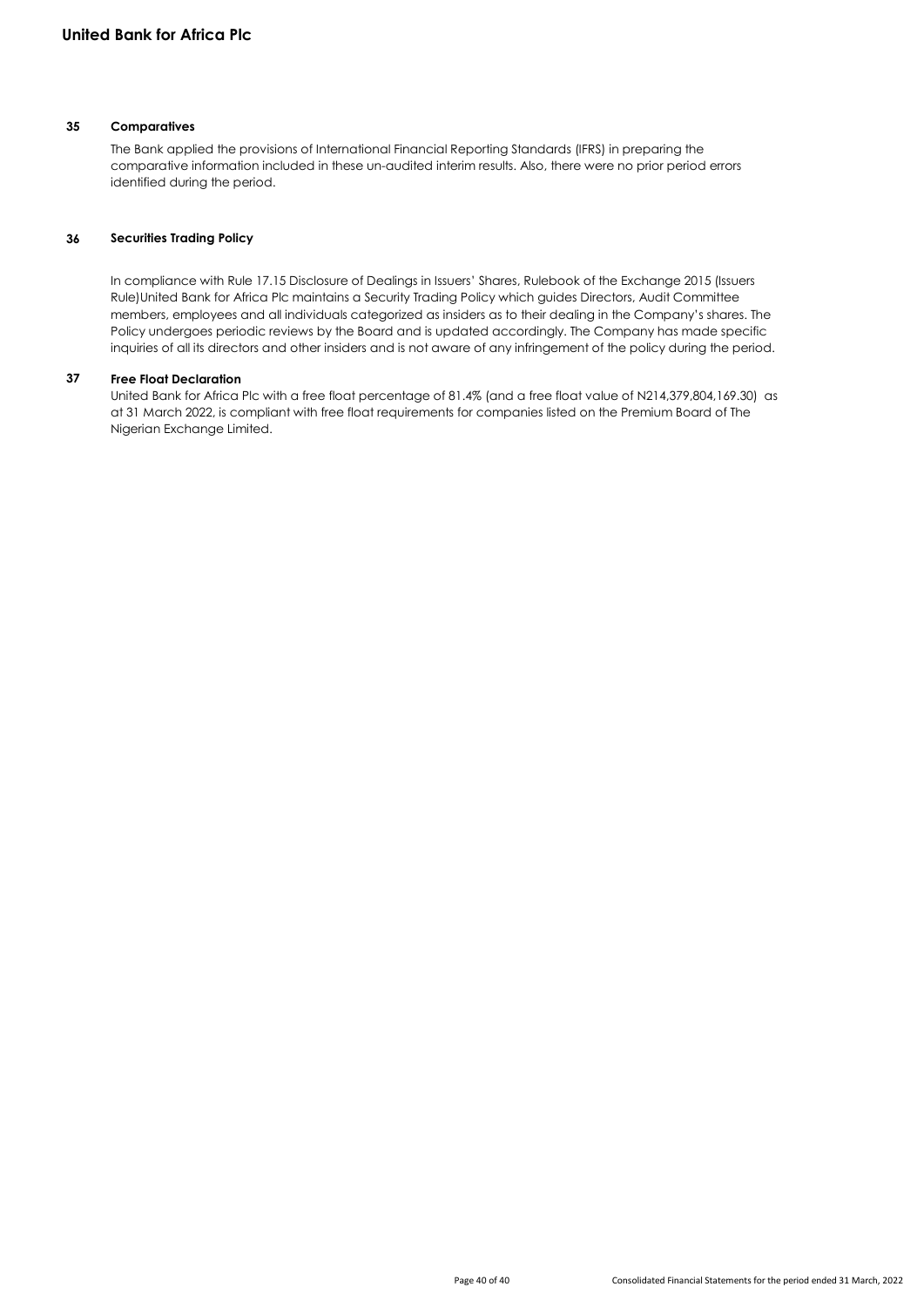## 35 Comparatives

The Bank applied the provisions of International Financial Reporting Standards (IFRS) in preparing the comparative information included in these un-audited interim results. Also, there were no prior period errors identified during the period.

## 36 Securities Trading Policy

In compliance with Rule 17.15 Disclosure of Dealings in Issuers' Shares, Rulebook of the Exchange 2015 (Issuers Rule)United Bank for Africa Plc maintains a Security Trading Policy which guides Directors, Audit Committee members, employees and all individuals categorized as insiders as to their dealing in the Company's shares. The Policy undergoes periodic reviews by the Board and is updated accordingly. The Company has made specific inquiries of all its directors and other insiders and is not aware of any infringement of the policy during the period.

## 37 Free Float Declaration

United Bank for Africa Plc with a free float percentage of 81.4% (and a free float value of N214,379,804,169.30) as at 31 March 2022, is compliant with free float requirements for companies listed on the Premium Board of The Nigerian Exchange Limited.